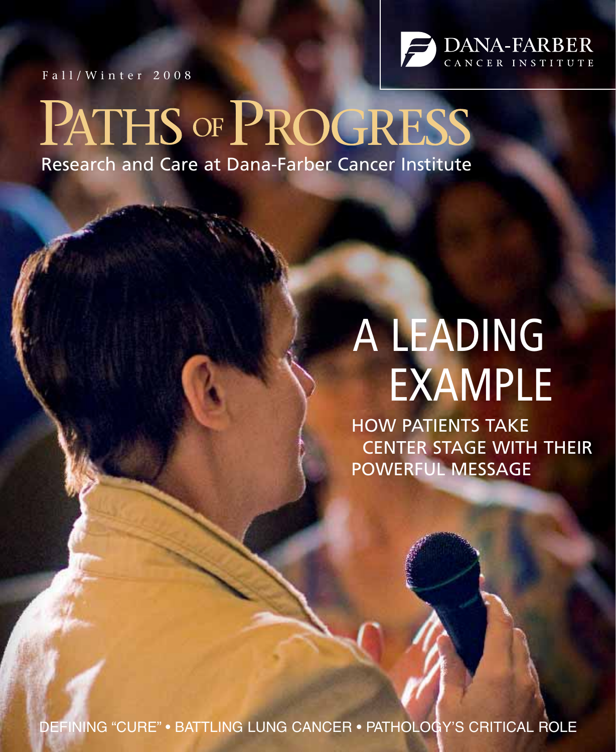DANA-FARBER CANCER INSTITUTE

Fall/Winter 2008

# PATHS OF PROGRESS

Research and Care at Dana-Farber Cancer Institute

## A LEADING EXAMPLE

HOW PATIENTS TAKE CENTER STAGE WITH THEIR POWERFUL MESSAGE

DEFINING "CURE" • BATTLING LUNG CANCER • PATHOLOGY'S CRITICAL ROLE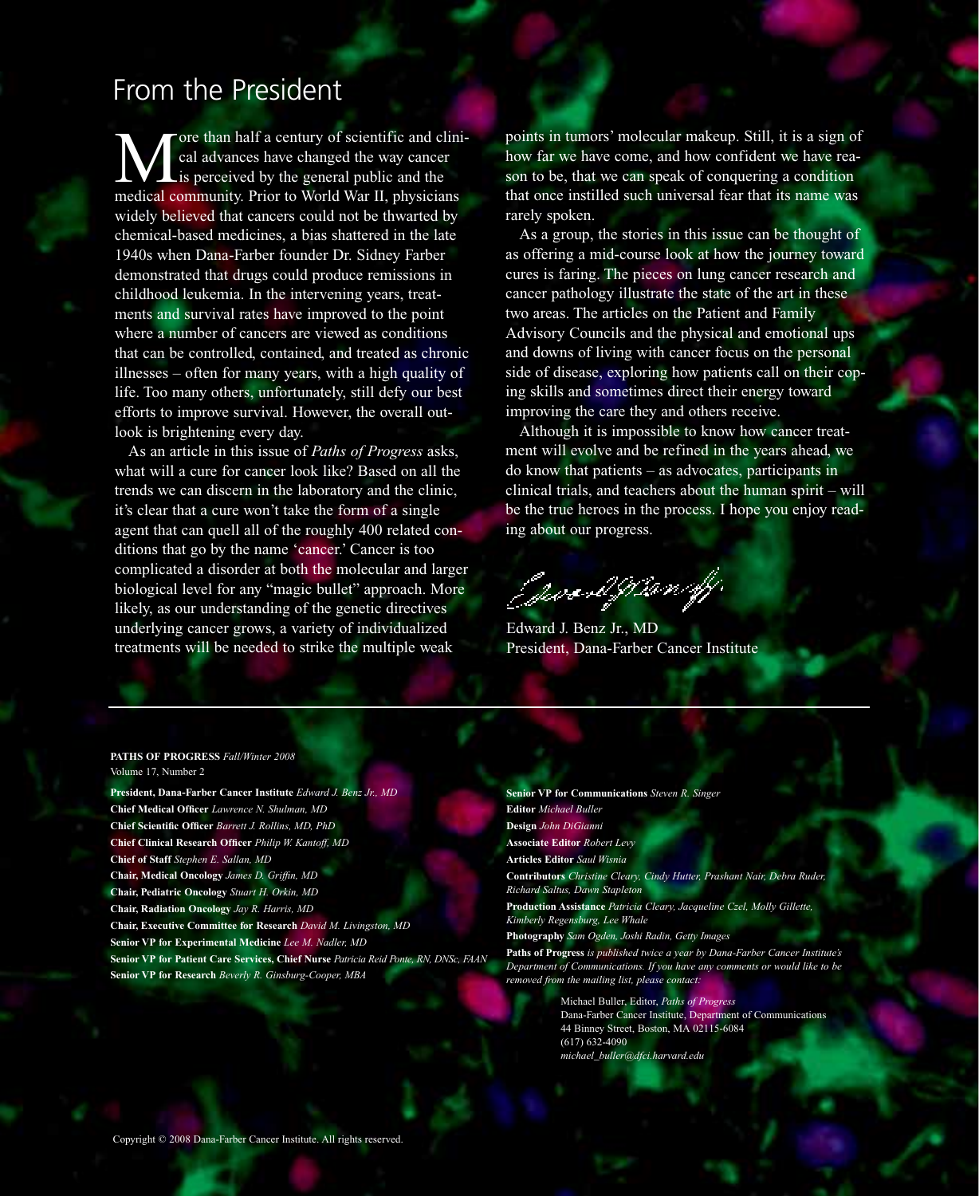# From the President

More than half a century of scientific and clinical advances have changed the way cancer is perceived by the general public and the medical community. Prior to World War II, physicians widely believed that cancers could not be thwarted by chemical-based medicines, a bias shattered in the late 1940s when Dana-Farber founder Dr. Sidney Farber demonstrated that drugs could produce remissions in childhood leukemia. In the intervening years, treatments and survival rates have improved to the point where a number of cancers are viewed as conditions that can be controlled, contained, and treated as chronic illnesses – often for many years, with a high quality of life. Too many others, unfortunately, still defy our best efforts to improve survival. However, the overall outlook is brightening every day.

As an article in this issue of *Paths of Progress* asks, what will a cure for cancer look like? Based on all the trends we can discern in the laboratory and the clinic, it's clear that a cure won't take the form of a single agent that can quell all of the roughly 400 related conditions that go by the name 'cancer.' Cancer is too complicated a disorder at both the molecular and larger biological level for any "magic bullet" approach. More likely, as our understanding of the genetic directives underlying cancer grows, a variety of individualized treatments will be needed to strike the multiple weak points in tumors' molecular makeup. Still, it is a sign of how far we have come, and how confident we have reason to be, that we can speak of conquering a condition that once instilled such universal fear that its name was rarely spoken.

As a group, the stories in this issue can be thought of as offering a mid-course look at how the journey toward cures is faring. The pieces on lung cancer research and cancer pathology illustrate the state of the art in these two areas. The articles on the Patient and Family Advisory Councils and the physical and emotional ups and downs of living with cancer focus on the personal side of disease, exploring how patients call on their coping skills and sometimes direct their energy toward improving the care they and others receive.

Although it is impossible to know how cancer treatment will evolve and be refined in the years ahead, we do know that patients – as advocates, participants in clinical trials, and teachers about the human spirit – will be the true heroes in the process. I hope you enjoy reading about our progress.

Edward J. Benz Jr., MD
President, Dana-Farber Cancer Institute

---

**PATHS OF PROGRESS** *Fall/Winter 2008*
Volume 17, Number 2

**President, Dana-Farber Cancer Institute** *Edward J. Benz Jr., MD*
**Chief Medical Officer** *Lawrence N. Shulman, MD*
**Chief Scientific Officer** *Barrett J. Rollins, MD, PhD*
**Chief Clinical Research Officer** *Philip W. Kantoff, MD*
**Chief of Staff** *Stephen E. Sallan, MD*
**Chair, Medical Oncology** *James D. Griffin, MD*
**Chair, Pediatric Oncology** *Stuart H. Orkin, MD*
**Chair, Radiation Oncology** *Jay R. Harris, MD*
**Chair, Executive Committee for Research** *David M. Livingston, MD*
**Senior VP for Experimental Medicine** *Lee M. Nadler, MD*
**Senior VP for Patient Care Services, Chief Nurse** *Patricia Reid Ponte, RN, DNSc, FAAN*
**Senior VP for Research** *Beverly R. Ginsburg-Cooper, MBA*

**Senior VP for Communications** *Steven R. Singer*
**Editor** *Michael Buller*
**Design** *John DiGianni*
**Associate Editor** *Robert Levy*
**Articles Editor** *Saul Wisnia*
**Contributors** *Christine Cleary, Cindy Hutter, Prashant Nair, Debra Ruder, Richard Saltus, Dawn Stapleton*
**Production Assistance** *Patricia Cleary, Jacqueline Czel, Molly Gillette, Kimberly Regensburg, Lee Whale*
**Photography** *Sam Ogden, Joshi Radin, Getty Images*
**Paths of Progress** *is published twice a year by Dana-Farber Cancer Institute's Department of Communications. If you have any comments or would like to be removed from the mailing list, please contact:*

Michael Buller, Editor, *Paths of Progress*
Dana-Farber Cancer Institute, Department of Communications
44 Binney Street, Boston, MA 02115-6084
(617) 632-4090
*michael_buller@dfci.harvard.edu*

Copyright © 2008 Dana-Farber Cancer Institute. All rights reserved.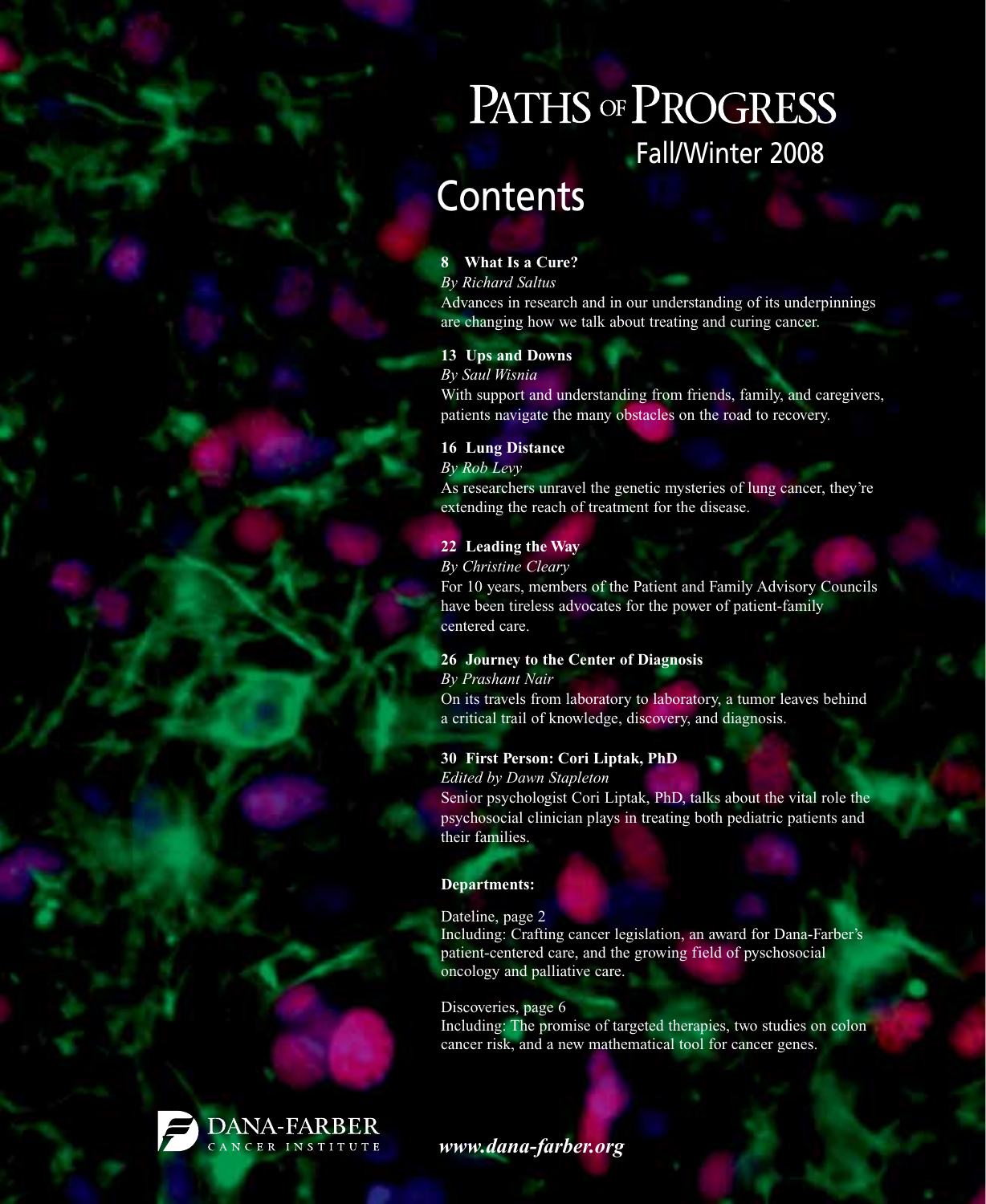# Paths of Progress

Fall/Winter 2008

## Contents

**8 What Is a Cure?**

*By Richard Saltus*

Advances in research and in our understanding of its underpinnings are changing how we talk about treating and curing cancer.

**13 Ups and Downs**

*By Saul Wisnia*

With support and understanding from friends, family, and caregivers, patients navigate the many obstacles on the road to recovery.

**16 Lung Distance**

*By Rob Levy*

As researchers unravel the genetic mysteries of lung cancer, they're extending the reach of treatment for the disease.

**22 Leading the Way**

*By Christine Cleary*

For 10 years, members of the Patient and Family Advisory Councils have been tireless advocates for the power of patient-family centered care.

**26 Journey to the Center of Diagnosis**

*By Prashant Nair*

On its travels from laboratory to laboratory, a tumor leaves behind a critical trail of knowledge, discovery, and diagnosis.

**30 First Person: Cori Liptak, PhD**

*Edited by Dawn Stapleton*

Senior psychologist Cori Liptak, PhD, talks about the vital role the psychosocial clinician plays in treating both pediatric patients and their families.

**Departments:**

Dateline, page 2

Including: Crafting cancer legislation, an award for Dana-Farber's patient-centered care, and the growing field of pyschosocial oncology and palliative care.

Discoveries, page 6

Including: The promise of targeted therapies, two studies on colon cancer risk, and a new mathematical tool for cancer genes.

DANA-FARBER CANCER INSTITUTE

*www.dana-farber.org*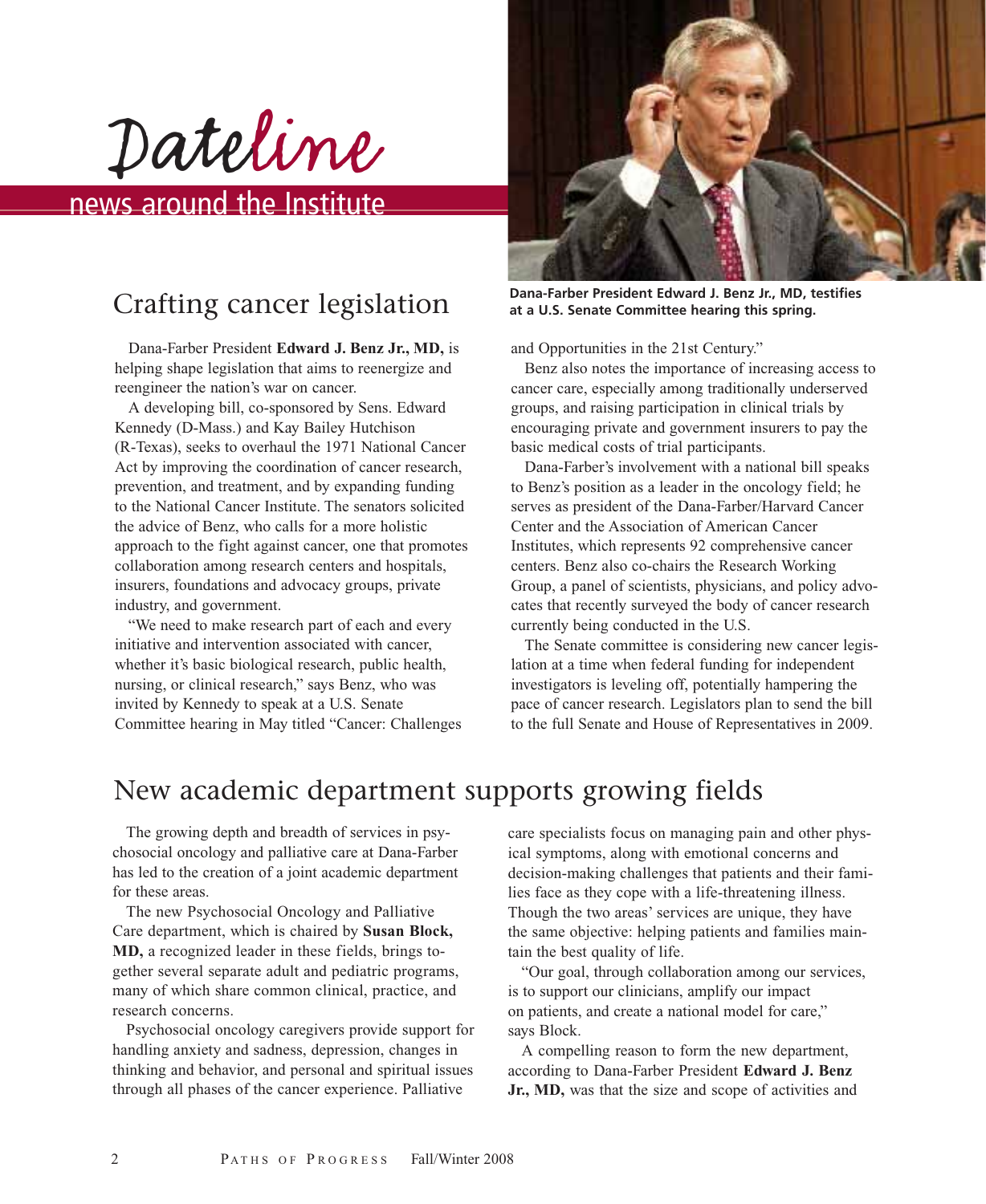# Dateline

news around the Institute

## Crafting cancer legislation

Dana-Farber President Edward J. Benz Jr., MD, testifies at a U.S. Senate Committee hearing this spring.

Dana-Farber President **Edward J. Benz Jr., MD,** is helping shape legislation that aims to reenergize and reengineer the nation's war on cancer.

A developing bill, co-sponsored by Sens. Edward Kennedy (D-Mass.) and Kay Bailey Hutchison (R-Texas), seeks to overhaul the 1971 National Cancer Act by improving the coordination of cancer research, prevention, and treatment, and by expanding funding to the National Cancer Institute. The senators solicited the advice of Benz, who calls for a more holistic approach to the fight against cancer, one that promotes collaboration among research centers and hospitals, insurers, foundations and advocacy groups, private industry, and government.

"We need to make research part of each and every initiative and intervention associated with cancer, whether it's basic biological research, public health, nursing, or clinical research," says Benz, who was invited by Kennedy to speak at a U.S. Senate Committee hearing in May titled "Cancer: Challenges and Opportunities in the 21st Century."

Benz also notes the importance of increasing access to cancer care, especially among traditionally underserved groups, and raising participation in clinical trials by encouraging private and government insurers to pay the basic medical costs of trial participants.

Dana-Farber's involvement with a national bill speaks to Benz's position as a leader in the oncology field; he serves as president of the Dana-Farber/Harvard Cancer Center and the Association of American Cancer Institutes, which represents 92 comprehensive cancer centers. Benz also co-chairs the Research Working Group, a panel of scientists, physicians, and policy advocates that recently surveyed the body of cancer research currently being conducted in the U.S.

The Senate committee is considering new cancer legislation at a time when federal funding for independent investigators is leveling off, potentially hampering the pace of cancer research. Legislators plan to send the bill to the full Senate and House of Representatives in 2009.

## New academic department supports growing fields

The growing depth and breadth of services in psychosocial oncology and palliative care at Dana-Farber has led to the creation of a joint academic department for these areas.

The new Psychosocial Oncology and Palliative Care department, which is chaired by **Susan Block, MD,** a recognized leader in these fields, brings together several separate adult and pediatric programs, many of which share common clinical, practice, and research concerns.

Psychosocial oncology caregivers provide support for handling anxiety and sadness, depression, changes in thinking and behavior, and personal and spiritual issues through all phases of the cancer experience. Palliative care specialists focus on managing pain and other physical symptoms, along with emotional concerns and decision-making challenges that patients and their families face as they cope with a life-threatening illness. Though the two areas' services are unique, they have the same objective: helping patients and families maintain the best quality of life.

"Our goal, through collaboration among our services, is to support our clinicians, amplify our impact on patients, and create a national model for care," says Block.

A compelling reason to form the new department, according to Dana-Farber President **Edward J. Benz Jr., MD,** was that the size and scope of activities and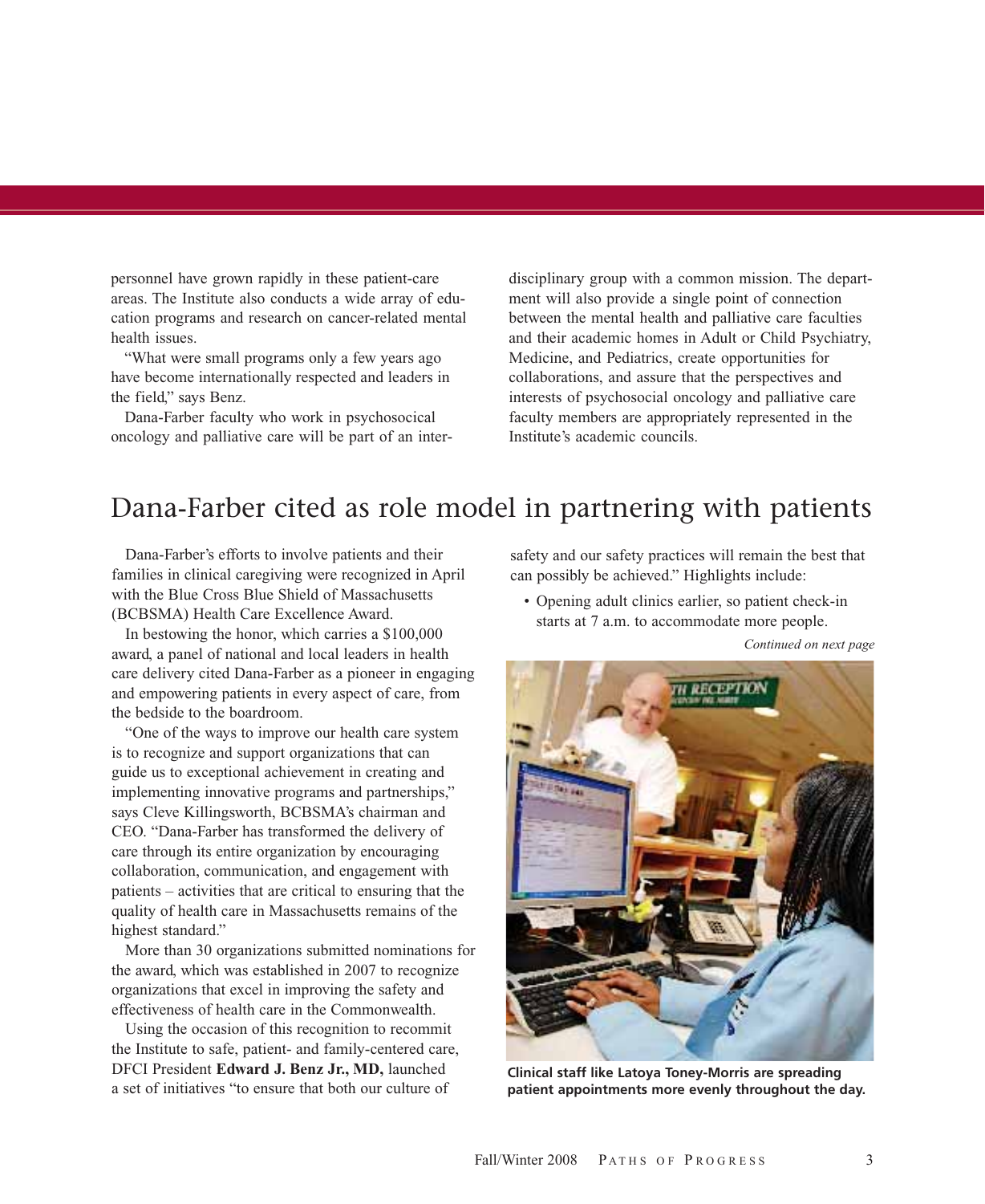personnel have grown rapidly in these patient-care areas. The Institute also conducts a wide array of education programs and research on cancer-related mental health issues.

"What were small programs only a few years ago have become internationally respected and leaders in the field," says Benz.

Dana-Farber faculty who work in psychosocical oncology and palliative care will be part of an interdisciplinary group with a common mission. The department will also provide a single point of connection between the mental health and palliative care faculties and their academic homes in Adult or Child Psychiatry, Medicine, and Pediatrics, create opportunities for collaborations, and assure that the perspectives and interests of psychosocial oncology and palliative care faculty members are appropriately represented in the Institute's academic councils.

# Dana-Farber cited as role model in partnering with patients

Dana-Farber's efforts to involve patients and their families in clinical caregiving were recognized in April with the Blue Cross Blue Shield of Massachusetts (BCBSMA) Health Care Excellence Award.

In bestowing the honor, which carries a $100,000 award, a panel of national and local leaders in health care delivery cited Dana-Farber as a pioneer in engaging and empowering patients in every aspect of care, from the bedside to the boardroom.

"One of the ways to improve our health care system is to recognize and support organizations that can guide us to exceptional achievement in creating and implementing innovative programs and partnerships," says Cleve Killingsworth, BCBSMA's chairman and CEO. "Dana-Farber has transformed the delivery of care through its entire organization by encouraging collaboration, communication, and engagement with patients – activities that are critical to ensuring that the quality of health care in Massachusetts remains of the highest standard."

More than 30 organizations submitted nominations for the award, which was established in 2007 to recognize organizations that excel in improving the safety and effectiveness of health care in the Commonwealth.

Using the occasion of this recognition to recommit the Institute to safe, patient- and family-centered care, DFCI President **Edward J. Benz Jr., MD,** launched a set of initiatives "to ensure that both our culture of safety and our safety practices will remain the best that can possibly be achieved." Highlights include:

- Opening adult clinics earlier, so patient check-in starts at 7 a.m. to accommodate more people.

*Continued on next page*

**Clinical staff like Latoya Toney-Morris are spreading patient appointments more evenly throughout the day.**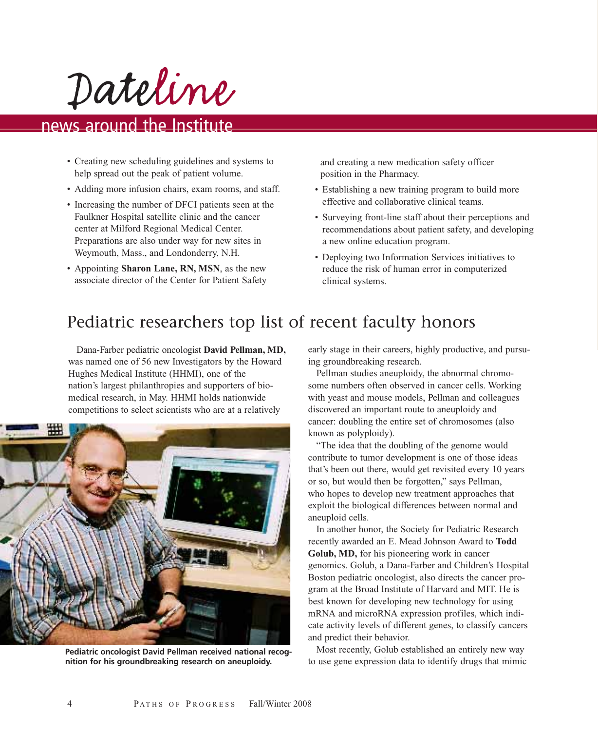# Dateline

## news around the Institute

- Creating new scheduling guidelines and systems to help spread out the peak of patient volume.
- Adding more infusion chairs, exam rooms, and staff.
- Increasing the number of DFCI patients seen at the Faulkner Hospital satellite clinic and the cancer center at Milford Regional Medical Center. Preparations are also under way for new sites in Weymouth, Mass., and Londonderry, N.H.
- Appointing **Sharon Lane, RN, MSN**, as the new associate director of the Center for Patient Safety and creating a new medication safety officer position in the Pharmacy.
- Establishing a new training program to build more effective and collaborative clinical teams.
- Surveying front-line staff about their perceptions and recommendations about patient safety, and developing a new online education program.
- Deploying two Information Services initiatives to reduce the risk of human error in computerized clinical systems.

## Pediatric researchers top list of recent faculty honors

Dana-Farber pediatric oncologist **David Pellman, MD,** was named one of 56 new Investigators by the Howard Hughes Medical Institute (HHMI), one of the nation's largest philanthropies and supporters of biomedical research, in May. HHMI holds nationwide competitions to select scientists who are at a relatively early stage in their careers, highly productive, and pursuing groundbreaking research.

**Pediatric oncologist David Pellman received national recognition for his groundbreaking research on aneuploidy.**

Pellman studies aneuploidy, the abnormal chromosome numbers often observed in cancer cells. Working with yeast and mouse models, Pellman and colleagues discovered an important route to aneuploidy and cancer: doubling the entire set of chromosomes (also known as polyploidy).

"The idea that the doubling of the genome would contribute to tumor development is one of those ideas that's been out there, would get revisited every 10 years or so, but would then be forgotten," says Pellman, who hopes to develop new treatment approaches that exploit the biological differences between normal and aneuploid cells.

In another honor, the Society for Pediatric Research recently awarded an E. Mead Johnson Award to **Todd Golub, MD,** for his pioneering work in cancer genomics. Golub, a Dana-Farber and Children's Hospital Boston pediatric oncologist, also directs the cancer program at the Broad Institute of Harvard and MIT. He is best known for developing new technology for using mRNA and microRNA expression profiles, which indicate activity levels of different genes, to classify cancers and predict their behavior.

Most recently, Golub established an entirely new way to use gene expression data to identify drugs that mimic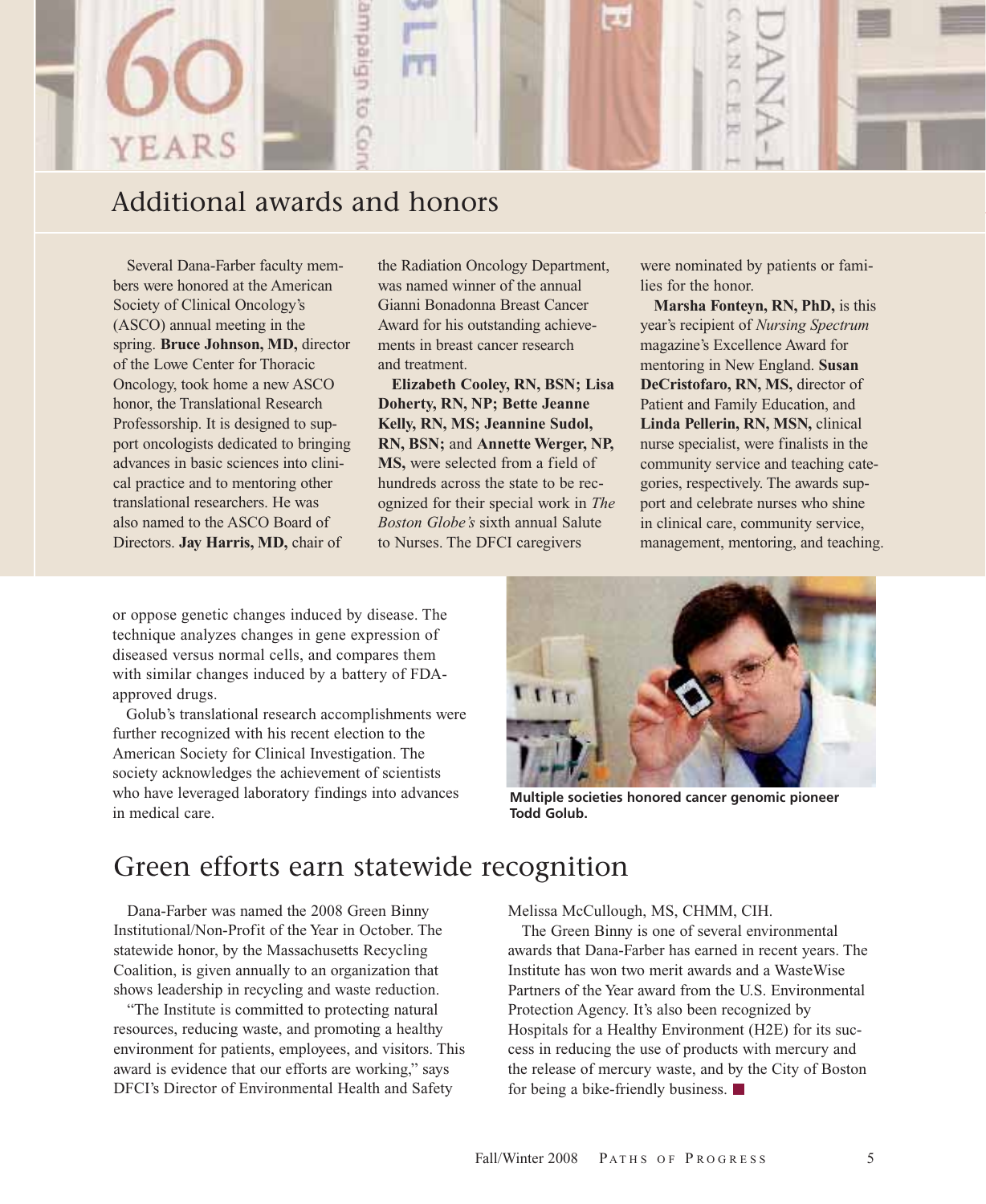## Additional awards and honors

Several Dana-Farber faculty members were honored at the American Society of Clinical Oncology's (ASCO) annual meeting in the spring. **Bruce Johnson, MD,** director of the Lowe Center for Thoracic Oncology, took home a new ASCO honor, the Translational Research Professorship. It is designed to support oncologists dedicated to bringing advances in basic sciences into clinical practice and to mentoring other translational researchers. He was also named to the ASCO Board of Directors. **Jay Harris, MD,** chair of the Radiation Oncology Department, was named winner of the annual Gianni Bonadonna Breast Cancer Award for his outstanding achievements in breast cancer research and treatment.

**Elizabeth Cooley, RN, BSN; Lisa Doherty, RN, NP; Bette Jeanne Kelly, RN, MS; Jeannine Sudol, RN, BSN;** and **Annette Werger, NP, MS,** were selected from a field of hundreds across the state to be recognized for their special work in *The Boston Globe's* sixth annual Salute to Nurses. The DFCI caregivers were nominated by patients or families for the honor.

**Marsha Fonteyn, RN, PhD,** is this year's recipient of *Nursing Spectrum* magazine's Excellence Award for mentoring in New England. **Susan DeCristofaro, RN, MS,** director of Patient and Family Education, and **Linda Pellerin, RN, MSN,** clinical nurse specialist, were finalists in the community service and teaching categories, respectively. The awards support and celebrate nurses who shine in clinical care, community service, management, mentoring, and teaching.

or oppose genetic changes induced by disease. The technique analyzes changes in gene expression of diseased versus normal cells, and compares them with similar changes induced by a battery of FDA-approved drugs.

Golub's translational research accomplishments were further recognized with his recent election to the American Society for Clinical Investigation. The society acknowledges the achievement of scientists who have leveraged laboratory findings into advances in medical care.

**Multiple societies honored cancer genomic pioneer Todd Golub.**

## Green efforts earn statewide recognition

Dana-Farber was named the 2008 Green Binny Institutional/Non-Profit of the Year in October. The statewide honor, by the Massachusetts Recycling Coalition, is given annually to an organization that shows leadership in recycling and waste reduction.

"The Institute is committed to protecting natural resources, reducing waste, and promoting a healthy environment for patients, employees, and visitors. This award is evidence that our efforts are working," says DFCI's Director of Environmental Health and Safety Melissa McCullough, MS, CHMM, CIH.

The Green Binny is one of several environmental awards that Dana-Farber has earned in recent years. The Institute has won two merit awards and a WasteWise Partners of the Year award from the U.S. Environmental Protection Agency. It's also been recognized by Hospitals for a Healthy Environment (H2E) for its success in reducing the use of products with mercury and the release of mercury waste, and by the City of Boston for being a bike-friendly business.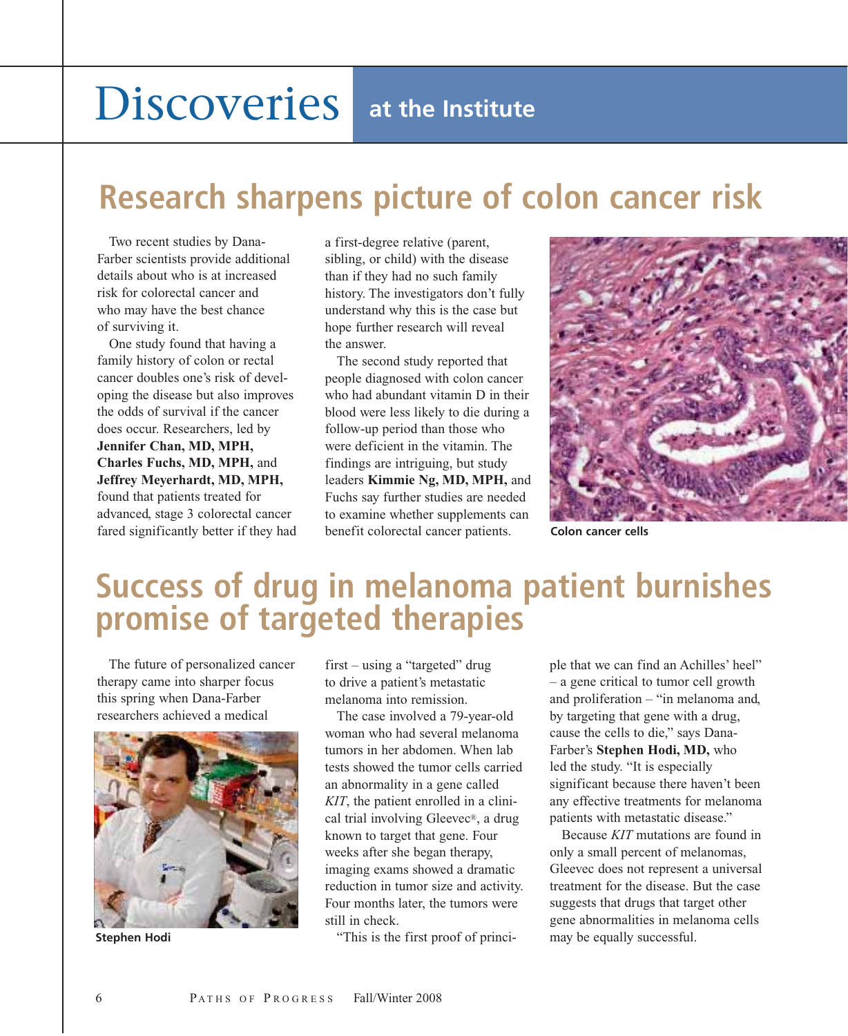# Discoveries at the Institute

## Research sharpens picture of colon cancer risk

Two recent studies by Dana-Farber scientists provide additional details about who is at increased risk for colorectal cancer and who may have the best chance of surviving it.

One study found that having a family history of colon or rectal cancer doubles one's risk of developing the disease but also improves the odds of survival if the cancer does occur. Researchers, led by **Jennifer Chan, MD, MPH, Charles Fuchs, MD, MPH,** and **Jeffrey Meyerhardt, MD, MPH,** found that patients treated for advanced, stage 3 colorectal cancer fared significantly better if they had a first-degree relative (parent, sibling, or child) with the disease than if they had no such family history. The investigators don't fully understand why this is the case but hope further research will reveal the answer.

The second study reported that people diagnosed with colon cancer who had abundant vitamin D in their blood were less likely to die during a follow-up period than those who were deficient in the vitamin. The findings are intriguing, but study leaders **Kimmie Ng, MD, MPH,** and Fuchs say further studies are needed to examine whether supplements can benefit colorectal cancer patients.

Colon cancer cells

## Success of drug in melanoma patient burnishes promise of targeted therapies

The future of personalized cancer therapy came into sharper focus this spring when Dana-Farber researchers achieved a medical first – using a "targeted" drug to drive a patient's metastatic melanoma into remission.

Stephen Hodi

The case involved a 79-year-old woman who had several melanoma tumors in her abdomen. When lab tests showed the tumor cells carried an abnormality in a gene called *KIT*, the patient enrolled in a clinical trial involving Gleevec®, a drug known to target that gene. Four weeks after she began therapy, imaging exams showed a dramatic reduction in tumor size and activity. Four months later, the tumors were still in check.

"This is the first proof of principle that we can find an Achilles' heel" – a gene critical to tumor cell growth and proliferation – "in melanoma and, by targeting that gene with a drug, cause the cells to die," says Dana-Farber's **Stephen Hodi, MD,** who led the study. "It is especially significant because there haven't been any effective treatments for melanoma patients with metastatic disease."

Because *KIT* mutations are found in only a small percent of melanomas, Gleevec does not represent a universal treatment for the disease. But the case suggests that drugs that target other gene abnormalities in melanoma cells may be equally successful.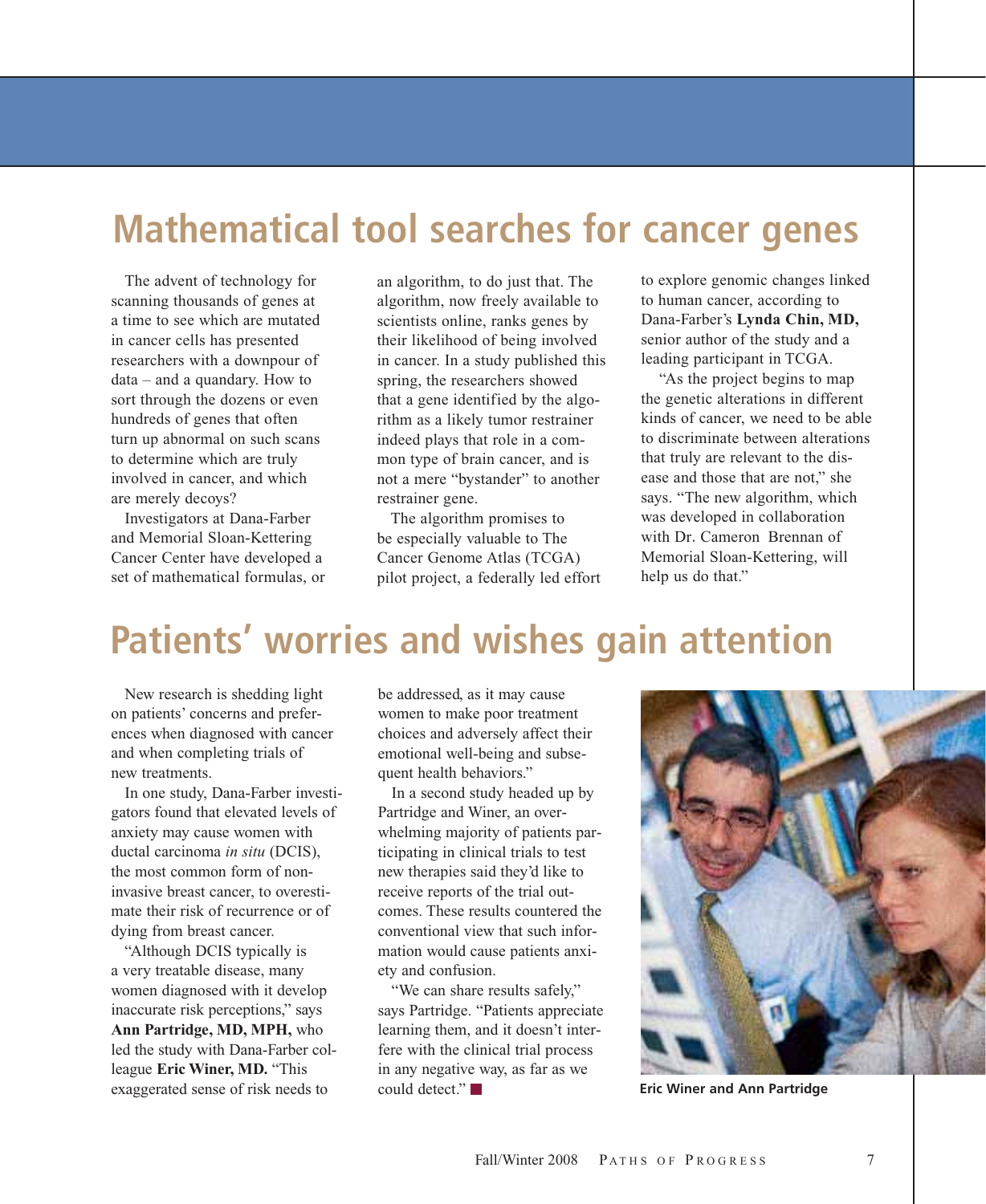## Mathematical tool searches for cancer genes

The advent of technology for scanning thousands of genes at a time to see which are mutated in cancer cells has presented researchers with a downpour of data – and a quandary. How to sort through the dozens or even hundreds of genes that often turn up abnormal on such scans to determine which are truly involved in cancer, and which are merely decoys?

Investigators at Dana-Farber and Memorial Sloan-Kettering Cancer Center have developed a set of mathematical formulas, or an algorithm, to do just that. The algorithm, now freely available to scientists online, ranks genes by their likelihood of being involved in cancer. In a study published this spring, the researchers showed that a gene identified by the algorithm as a likely tumor restrainer indeed plays that role in a common type of brain cancer, and is not a mere "bystander" to another restrainer gene.

The algorithm promises to be especially valuable to The Cancer Genome Atlas (TCGA) pilot project, a federally led effort to explore genomic changes linked to human cancer, according to Dana-Farber's **Lynda Chin, MD,** senior author of the study and a leading participant in TCGA.

"As the project begins to map the genetic alterations in different kinds of cancer, we need to be able to discriminate between alterations that truly are relevant to the disease and those that are not," she says. "The new algorithm, which was developed in collaboration with Dr. Cameron Brennan of Memorial Sloan-Kettering, will help us do that."

## Patients' worries and wishes gain attention

New research is shedding light on patients' concerns and preferences when diagnosed with cancer and when completing trials of new treatments.

In one study, Dana-Farber investigators found that elevated levels of anxiety may cause women with ductal carcinoma *in situ* (DCIS), the most common form of noninvasive breast cancer, to overestimate their risk of recurrence or of dying from breast cancer.

"Although DCIS typically is a very treatable disease, many women diagnosed with it develop inaccurate risk perceptions," says **Ann Partridge, MD, MPH,** who led the study with Dana-Farber colleague **Eric Winer, MD.** "This exaggerated sense of risk needs to be addressed, as it may cause women to make poor treatment choices and adversely affect their emotional well-being and subsequent health behaviors."

In a second study headed up by Partridge and Winer, an overwhelming majority of patients participating in clinical trials to test new therapies said they'd like to receive reports of the trial outcomes. These results countered the conventional view that such information would cause patients anxiety and confusion.

"We can share results safely," says Partridge. "Patients appreciate learning them, and it doesn't interfere with the clinical trial process in any negative way, as far as we could detect."

**Eric Winer and Ann Partridge**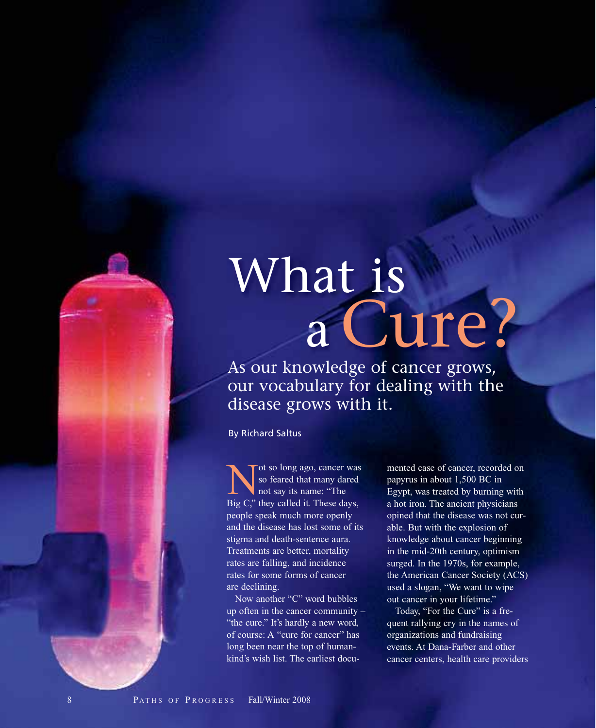# What is a Cure?

As our knowledge of cancer grows, our vocabulary for dealing with the disease grows with it.

By Richard Saltus

Not so long ago, cancer was so feared that many dared not say its name: "The Big C," they called it. These days, people speak much more openly and the disease has lost some of its stigma and death-sentence aura. Treatments are better, mortality rates are falling, and incidence rates for some forms of cancer are declining.

Now another "C" word bubbles up often in the cancer community – "the cure." It's hardly a new word, of course: A "cure for cancer" has long been near the top of humankind's wish list. The earliest documented case of cancer, recorded on papyrus in about 1,500 BC in Egypt, was treated by burning with a hot iron. The ancient physicians opined that the disease was not curable. But with the explosion of knowledge about cancer beginning in the mid-20th century, optimism surged. In the 1970s, for example, the American Cancer Society (ACS) used a slogan, "We want to wipe out cancer in your lifetime."

Today, "For the Cure" is a frequent rallying cry in the names of organizations and fundraising events. At Dana-Farber and other cancer centers, health care providers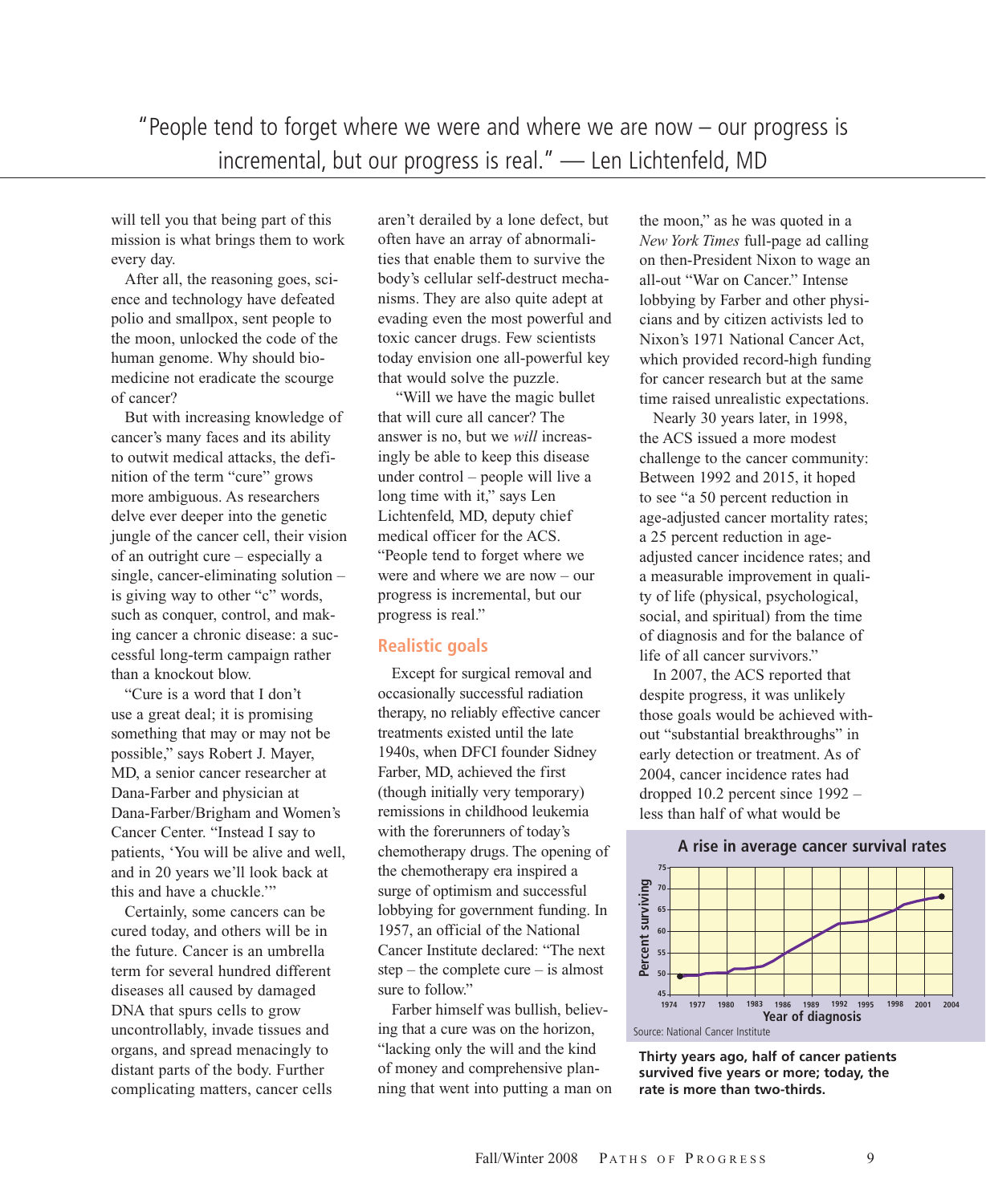"People tend to forget where we were and where we are now – our progress is incremental, but our progress is real." — Len Lichtenfeld, MD

will tell you that being part of this mission is what brings them to work every day.

After all, the reasoning goes, science and technology have defeated polio and smallpox, sent people to the moon, unlocked the code of the human genome. Why should biomedicine not eradicate the scourge of cancer?

But with increasing knowledge of cancer's many faces and its ability to outwit medical attacks, the definition of the term "cure" grows more ambiguous. As researchers delve ever deeper into the genetic jungle of the cancer cell, their vision of an outright cure – especially a single, cancer-eliminating solution – is giving way to other "c" words, such as conquer, control, and making cancer a chronic disease: a successful long-term campaign rather than a knockout blow.

"Cure is a word that I don't use a great deal; it is promising something that may or may not be possible," says Robert J. Mayer, MD, a senior cancer researcher at Dana-Farber and physician at Dana-Farber/Brigham and Women's Cancer Center. "Instead I say to patients, 'You will be alive and well, and in 20 years we'll look back at this and have a chuckle.'"

Certainly, some cancers can be cured today, and others will be in the future. Cancer is an umbrella term for several hundred different diseases all caused by damaged DNA that spurs cells to grow uncontrollably, invade tissues and organs, and spread menacingly to distant parts of the body. Further complicating matters, cancer cells aren't derailed by a lone defect, but often have an array of abnormalities that enable them to survive the body's cellular self-destruct mechanisms. They are also quite adept at evading even the most powerful and toxic cancer drugs. Few scientists today envision one all-powerful key that would solve the puzzle.

"Will we have the magic bullet that will cure all cancer? The answer is no, but we *will* increasingly be able to keep this disease under control – people will live a long time with it," says Len Lichtenfeld, MD, deputy chief medical officer for the ACS. "People tend to forget where we were and where we are now – our progress is incremental, but our progress is real."

## Realistic goals

Except for surgical removal and occasionally successful radiation therapy, no reliably effective cancer treatments existed until the late 1940s, when DFCI founder Sidney Farber, MD, achieved the first (though initially very temporary) remissions in childhood leukemia with the forerunners of today's chemotherapy drugs. The opening of the chemotherapy era inspired a surge of optimism and successful lobbying for government funding. In 1957, an official of the National Cancer Institute declared: "The next step – the complete cure – is almost sure to follow."

Farber himself was bullish, believing that a cure was on the horizon, "lacking only the will and the kind of money and comprehensive planning that went into putting a man on the moon," as he was quoted in a *New York Times* full-page ad calling on then-President Nixon to wage an all-out "War on Cancer." Intense lobbying by Farber and other physicians and by citizen activists led to Nixon's 1971 National Cancer Act, which provided record-high funding for cancer research but at the same time raised unrealistic expectations.

Nearly 30 years later, in 1998, the ACS issued a more modest challenge to the cancer community: Between 1992 and 2015, it hoped to see "a 50 percent reduction in age-adjusted cancer mortality rates; a 25 percent reduction in age-adjusted cancer incidence rates; and a measurable improvement in quality of life (physical, psychological, social, and spiritual) from the time of diagnosis and for the balance of life of all cancer survivors."

In 2007, the ACS reported that despite progress, it was unlikely those goals would be achieved without "substantial breakthroughs" in early detection or treatment. As of 2004, cancer incidence rates had dropped 10.2 percent since 1992 – less than half of what would be

**A rise in average cancer survival rates**

Percent surviving (45–75) by Year of diagnosis (1974–2004)

Source: National Cancer Institute

**Thirty years ago, half of cancer patients survived five years or more; today, the rate is more than two-thirds.**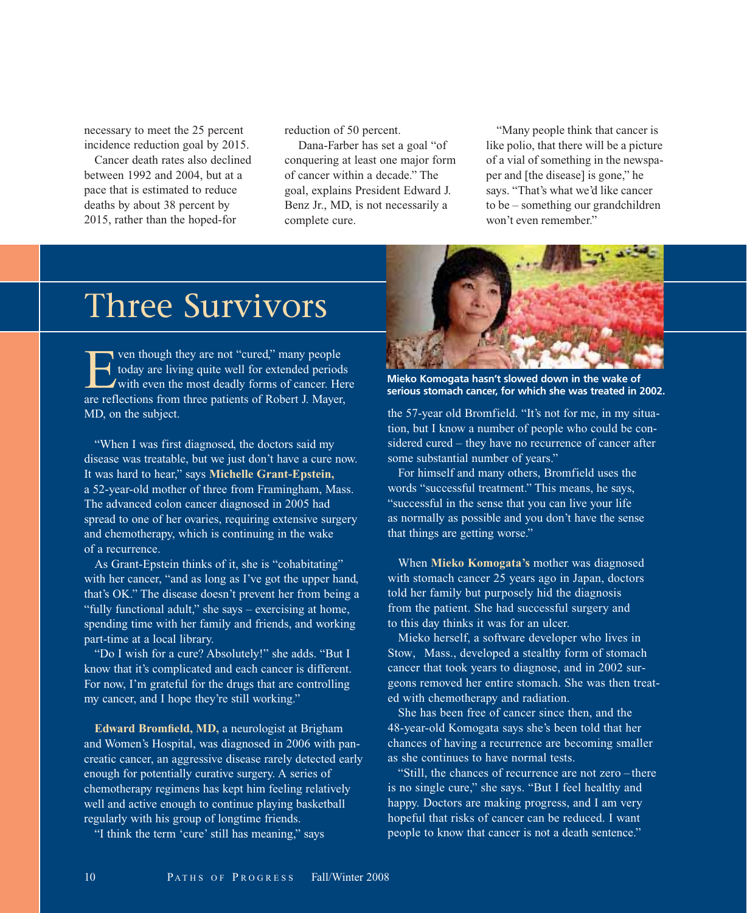necessary to meet the 25 percent incidence reduction goal by 2015.

Cancer death rates also declined between 1992 and 2004, but at a pace that is estimated to reduce deaths by about 38 percent by 2015, rather than the hoped-for reduction of 50 percent.

Dana-Farber has set a goal "of conquering at least one major form of cancer within a decade." The goal, explains President Edward J. Benz Jr., MD, is not necessarily a complete cure.

"Many people think that cancer is like polio, that there will be a picture of a vial of something in the newspaper and [the disease] is gone," he says. "That's what we'd like cancer to be – something our grandchildren won't even remember."

# Three Survivors

Even though they are not "cured," many people today are living quite well for extended periods with even the most deadly forms of cancer. Here are reflections from three patients of Robert J. Mayer, MD, on the subject.

"When I was first diagnosed, the doctors said my disease was treatable, but we just don't have a cure now. It was hard to hear," says **Michelle Grant-Epstein,** a 52-year-old mother of three from Framingham, Mass. The advanced colon cancer diagnosed in 2005 had spread to one of her ovaries, requiring extensive surgery and chemotherapy, which is continuing in the wake of a recurrence.

As Grant-Epstein thinks of it, she is "cohabitating" with her cancer, "and as long as I've got the upper hand, that's OK." The disease doesn't prevent her from being a "fully functional adult," she says – exercising at home, spending time with her family and friends, and working part-time at a local library.

"Do I wish for a cure? Absolutely!" she adds. "But I know that it's complicated and each cancer is different. For now, I'm grateful for the drugs that are controlling my cancer, and I hope they're still working."

**Edward Bromfield, MD,** a neurologist at Brigham and Women's Hospital, was diagnosed in 2006 with pancreatic cancer, an aggressive disease rarely detected early enough for potentially curative surgery. A series of chemotherapy regimens has kept him feeling relatively well and active enough to continue playing basketball regularly with his group of longtime friends.

"I think the term 'cure' still has meaning," says the 57-year old Bromfield. "It's not for me, in my situation, but I know a number of people who could be considered cured – they have no recurrence of cancer after some substantial number of years."

For himself and many others, Bromfield uses the words "successful treatment." This means, he says, "successful in the sense that you can live your life as normally as possible and you don't have the sense that things are getting worse."

**Mieko Komogata hasn't slowed down in the wake of serious stomach cancer, for which she was treated in 2002.**

When **Mieko Komogata's** mother was diagnosed with stomach cancer 25 years ago in Japan, doctors told her family but purposely hid the diagnosis from the patient. She had successful surgery and to this day thinks it was for an ulcer.

Mieko herself, a software developer who lives in Stow, Mass., developed a stealthy form of stomach cancer that took years to diagnose, and in 2002 surgeons removed her entire stomach. She was then treated with chemotherapy and radiation.

She has been free of cancer since then, and the 48-year-old Komogata says she's been told that her chances of having a recurrence are becoming smaller as she continues to have normal tests.

"Still, the chances of recurrence are not zero – there is no single cure," she says. "But I feel healthy and happy. Doctors are making progress, and I am very hopeful that risks of cancer can be reduced. I want people to know that cancer is not a death sentence."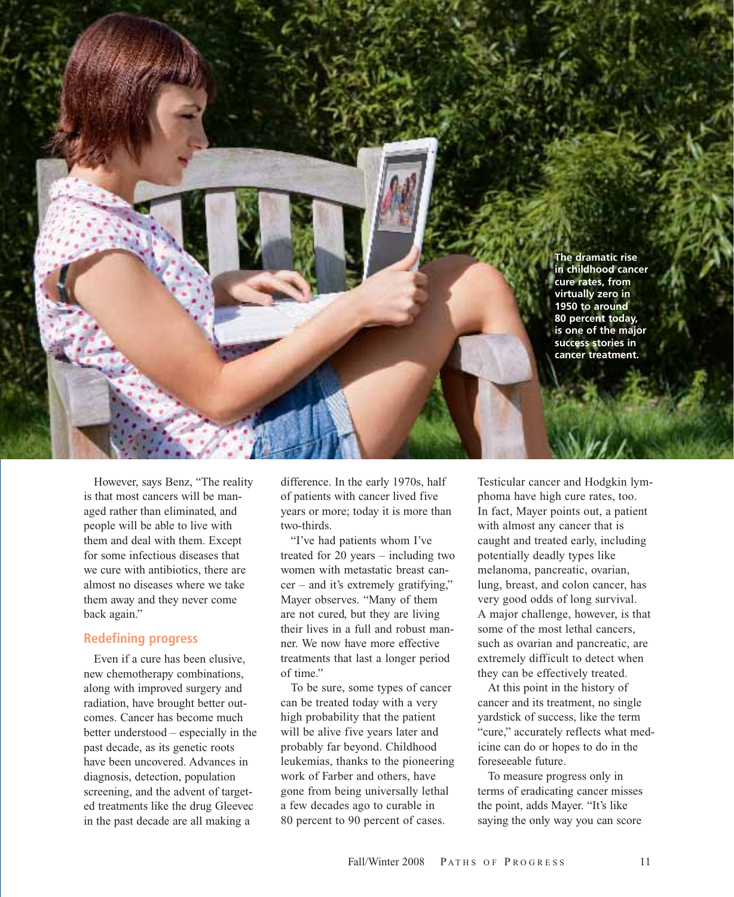The dramatic rise in childhood cancer cure rates, from virtually zero in 1950 to around 80 percent today, is one of the major success stories in cancer treatment.

However, says Benz, "The reality is that most cancers will be managed rather than eliminated, and people will be able to live with them and deal with them. Except for some infectious diseases that we cure with antibiotics, there are almost no diseases where we take them away and they never come back again."

## Redefining progress

Even if a cure has been elusive, new chemotherapy combinations, along with improved surgery and radiation, have brought better outcomes. Cancer has become much better understood – especially in the past decade, as its genetic roots have been uncovered. Advances in diagnosis, detection, population screening, and the advent of targeted treatments like the drug Gleevec in the past decade are all making a difference. In the early 1970s, half of patients with cancer lived five years or more; today it is more than two-thirds.

"I've had patients whom I've treated for 20 years – including two women with metastatic breast cancer – and it's extremely gratifying," Mayer observes. "Many of them are not cured, but they are living their lives in a full and robust manner. We now have more effective treatments that last a longer period of time."

To be sure, some types of cancer can be treated today with a very high probability that the patient will be alive five years later and probably far beyond. Childhood leukemias, thanks to the pioneering work of Farber and others, have gone from being universally lethal a few decades ago to curable in 80 percent to 90 percent of cases. Testicular cancer and Hodgkin lymphoma have high cure rates, too. In fact, Mayer points out, a patient with almost any cancer that is caught and treated early, including potentially deadly types like melanoma, pancreatic, ovarian, lung, breast, and colon cancer, has very good odds of long survival. A major challenge, however, is that some of the most lethal cancers, such as ovarian and pancreatic, are extremely difficult to detect when they can be effectively treated.

At this point in the history of cancer and its treatment, no single yardstick of success, like the term "cure," accurately reflects what medicine can do or hopes to do in the foreseeable future.

To measure progress only in terms of eradicating cancer misses the point, adds Mayer. "It's like saying the only way you can score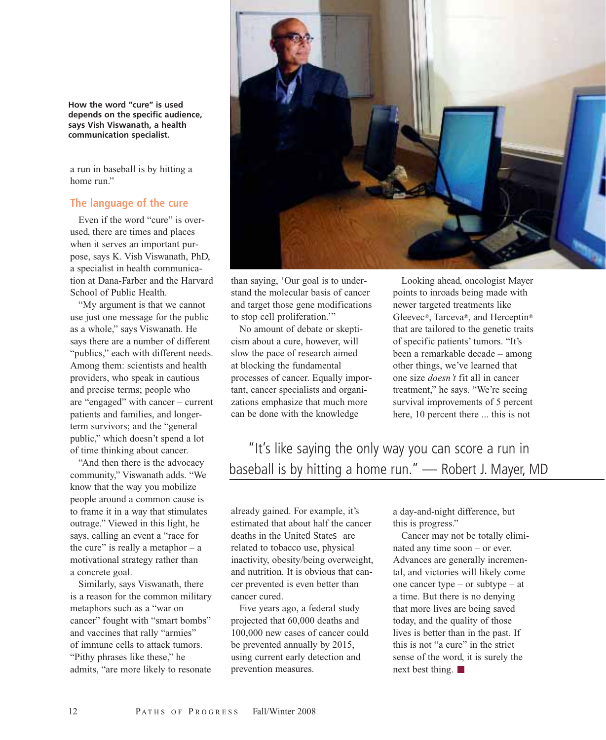**How the word "cure" is used depends on the specific audience, says Vish Viswanath, a health communication specialist.**

a run in baseball is by hitting a home run."

## The language of the cure

Even if the word "cure" is overused, there are times and places when it serves an important purpose, says K. Vish Viswanath, PhD, a specialist in health communication at Dana-Farber and the Harvard School of Public Health.

"My argument is that we cannot use just one message for the public as a whole," says Viswanath. He says there are a number of different "publics," each with different needs. Among them: scientists and health providers, who speak in cautious and precise terms; people who are "engaged" with cancer – current patients and families, and longer-term survivors; and the "general public," which doesn't spend a lot of time thinking about cancer.

"And then there is the advocacy community," Viswanath adds. "We know that the way you mobilize people around a common cause is to frame it in a way that stimulates outrage." Viewed in this light, he says, calling an event a "race for the cure" is really a metaphor – a motivational strategy rather than a concrete goal.

Similarly, says Viswanath, there is a reason for the common military metaphors such as a "war on cancer" fought with "smart bombs" and vaccines that rally "armies" of immune cells to attack tumors. "Pithy phrases like these," he admits, "are more likely to resonate than saying, 'Our goal is to understand the molecular basis of cancer and target those gene modifications to stop cell proliferation.'"

No amount of debate or skepticism about a cure, however, will slow the pace of research aimed at blocking the fundamental processes of cancer. Equally important, cancer specialists and organizations emphasize that much more can be done with the knowledge already gained. For example, it's estimated that about half the cancer deaths in the United States are related to tobacco use, physical inactivity, obesity/being overweight, and nutrition. It is obvious that cancer prevented is even better than cancer cured.

Five years ago, a federal study projected that 60,000 deaths and 100,000 new cases of cancer could be prevented annually by 2015, using current early detection and prevention measures.

Looking ahead, oncologist Mayer points to inroads being made with newer targeted treatments like Gleevec®, Tarceva®, and Herceptin® that are tailored to the genetic traits of specific patients' tumors. "It's been a remarkable decade – among other things, we've learned that one size *doesn't* fit all in cancer treatment," he says. "We're seeing survival improvements of 5 percent here, 10 percent there ... this is not a day-and-night difference, but this is progress."

> "It's like saying the only way you can score a run in baseball is by hitting a home run." — Robert J. Mayer, MD

Cancer may not be totally eliminated any time soon – or ever. Advances are generally incremental, and victories will likely come one cancer type – or subtype – at a time. But there is no denying that more lives are being saved today, and the quality of those lives is better than in the past. If this is not "a cure" in the strict sense of the word, it is surely the next best thing. ■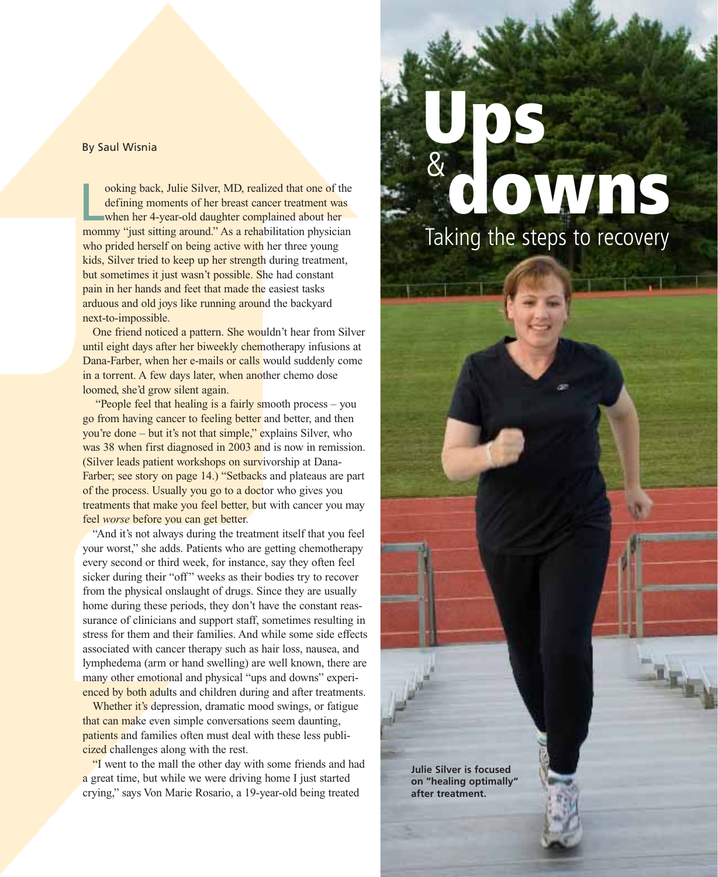# Ups & downs

## Taking the steps to recovery

By Saul Wisnia

Looking back, Julie Silver, MD, realized that one of the defining moments of her breast cancer treatment was when her 4-year-old daughter complained about her mommy "just sitting around." As a rehabilitation physician who prided herself on being active with her three young kids, Silver tried to keep up her strength during treatment, but sometimes it just wasn't possible. She had constant pain in her hands and feet that made the easiest tasks arduous and old joys like running around the backyard next-to-impossible.

One friend noticed a pattern. She wouldn't hear from Silver until eight days after her biweekly chemotherapy infusions at Dana-Farber, when her e-mails or calls would suddenly come in a torrent. A few days later, when another chemo dose loomed, she'd grow silent again.

"People feel that healing is a fairly smooth process – you go from having cancer to feeling better and better, and then you're done – but it's not that simple," explains Silver, who was 38 when first diagnosed in 2003 and is now in remission. (Silver leads patient workshops on survivorship at Dana-Farber; see story on page 14.) "Setbacks and plateaus are part of the process. Usually you go to a doctor who gives you treatments that make you feel better, but with cancer you may feel *worse* before you can get better.

"And it's not always during the treatment itself that you feel your worst," she adds. Patients who are getting chemotherapy every second or third week, for instance, say they often feel sicker during their "off" weeks as their bodies try to recover from the physical onslaught of drugs. Since they are usually home during these periods, they don't have the constant reassurance of clinicians and support staff, sometimes resulting in stress for them and their families. And while some side effects associated with cancer therapy such as hair loss, nausea, and lymphedema (arm or hand swelling) are well known, there are many other emotional and physical "ups and downs" experienced by both adults and children during and after treatments.

Whether it's depression, dramatic mood swings, or fatigue that can make even simple conversations seem daunting, patients and families often must deal with these less publicized challenges along with the rest.

"I went to the mall the other day with some friends and had a great time, but while we were driving home I just started crying," says Von Marie Rosario, a 19-year-old being treated

**Julie Silver is focused on "healing optimally" after treatment.**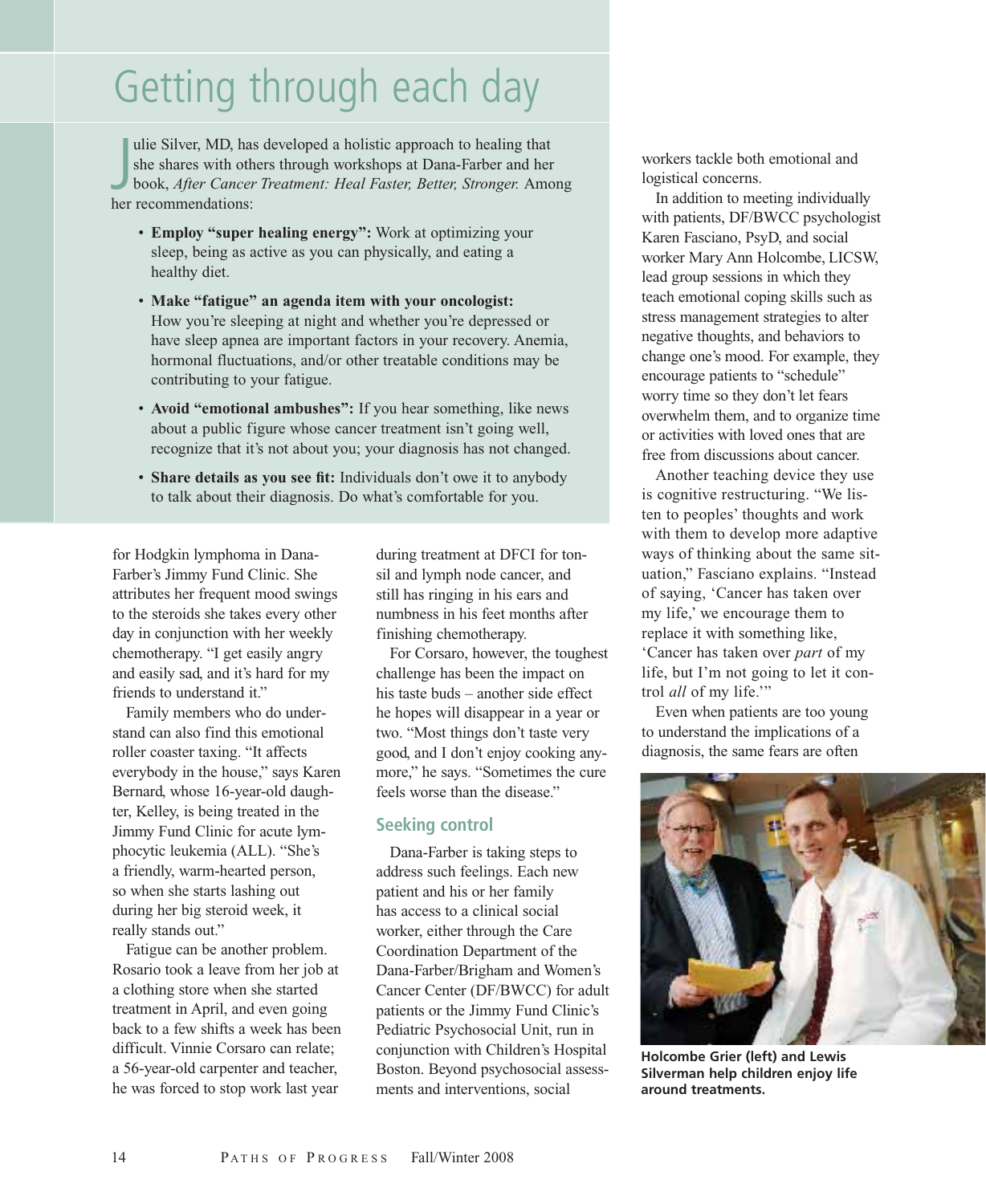## Getting through each day

Julie Silver, MD, has developed a holistic approach to healing that she shares with others through workshops at Dana-Farber and her book, *After Cancer Treatment: Heal Faster, Better, Stronger.* Among her recommendations:

- **Employ "super healing energy":** Work at optimizing your sleep, being as active as you can physically, and eating a healthy diet.
- **Make "fatigue" an agenda item with your oncologist:** How you're sleeping at night and whether you're depressed or have sleep apnea are important factors in your recovery. Anemia, hormonal fluctuations, and/or other treatable conditions may be contributing to your fatigue.
- **Avoid "emotional ambushes":** If you hear something, like news about a public figure whose cancer treatment isn't going well, recognize that it's not about you; your diagnosis has not changed.
- **Share details as you see fit:** Individuals don't owe it to anybody to talk about their diagnosis. Do what's comfortable for you.

for Hodgkin lymphoma in Dana-Farber's Jimmy Fund Clinic. She attributes her frequent mood swings to the steroids she takes every other day in conjunction with her weekly chemotherapy. "I get easily angry and easily sad, and it's hard for my friends to understand it."

Family members who do understand can also find this emotional roller coaster taxing. "It affects everybody in the house," says Karen Bernard, whose 16-year-old daughter, Kelley, is being treated in the Jimmy Fund Clinic for acute lymphocytic leukemia (ALL). "She's a friendly, warm-hearted person, so when she starts lashing out during her big steroid week, it really stands out."

Fatigue can be another problem. Rosario took a leave from her job at a clothing store when she started treatment in April, and even going back to a few shifts a week has been difficult. Vinnie Corsaro can relate; a 56-year-old carpenter and teacher, he was forced to stop work last year during treatment at DFCI for tonsil and lymph node cancer, and still has ringing in his ears and numbness in his feet months after finishing chemotherapy.

For Corsaro, however, the toughest challenge has been the impact on his taste buds – another side effect he hopes will disappear in a year or two. "Most things don't taste very good, and I don't enjoy cooking anymore," he says. "Sometimes the cure feels worse than the disease."

### Seeking control

Dana-Farber is taking steps to address such feelings. Each new patient and his or her family has access to a clinical social worker, either through the Care Coordination Department of the Dana-Farber/Brigham and Women's Cancer Center (DF/BWCC) for adult patients or the Jimmy Fund Clinic's Pediatric Psychosocial Unit, run in conjunction with Children's Hospital Boston. Beyond psychosocial assessments and interventions, social workers tackle both emotional and logistical concerns.

In addition to meeting individually with patients, DF/BWCC psychologist Karen Fasciano, PsyD, and social worker Mary Ann Holcombe, LICSW, lead group sessions in which they teach emotional coping skills such as stress management strategies to alter negative thoughts, and behaviors to change one's mood. For example, they encourage patients to "schedule" worry time so they don't let fears overwhelm them, and to organize time or activities with loved ones that are free from discussions about cancer.

Another teaching device they use is cognitive restructuring. "We listen to peoples' thoughts and work with them to develop more adaptive ways of thinking about the same situation," Fasciano explains. "Instead of saying, 'Cancer has taken over my life,' we encourage them to replace it with something like, 'Cancer has taken over *part* of my life, but I'm not going to let it control *all* of my life.'"

Even when patients are too young to understand the implications of a diagnosis, the same fears are often

**Holcombe Grier (left) and Lewis Silverman help children enjoy life around treatments.**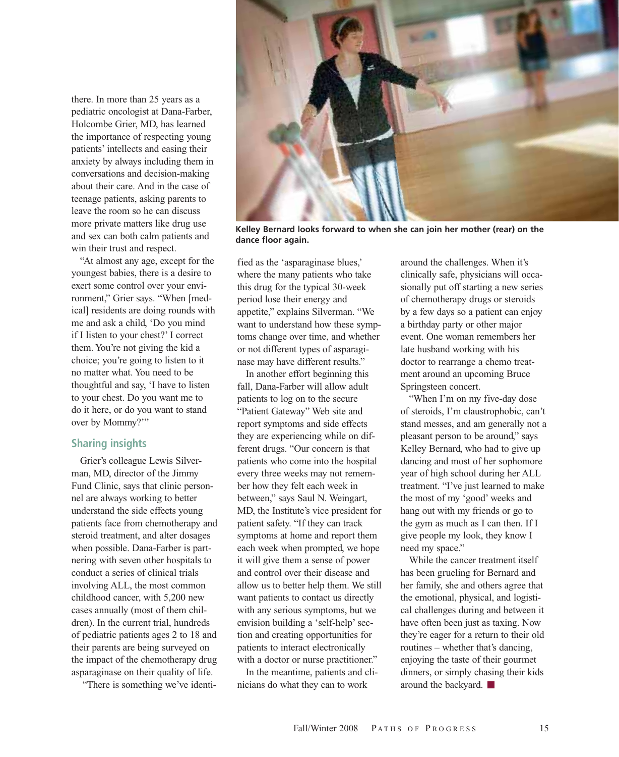there. In more than 25 years as a pediatric oncologist at Dana-Farber, Holcombe Grier, MD, has learned the importance of respecting young patients' intellects and easing their anxiety by always including them in conversations and decision-making about their care. And in the case of teenage patients, asking parents to leave the room so he can discuss more private matters like drug use and sex can both calm patients and win their trust and respect.

"At almost any age, except for the youngest babies, there is a desire to exert some control over your environment," Grier says. "When [medical] residents are doing rounds with me and ask a child, 'Do you mind if I listen to your chest?' I correct them. You're not giving the kid a choice; you're going to listen to it no matter what. You need to be thoughtful and say, 'I have to listen to your chest. Do you want me to do it here, or do you want to stand over by Mommy?'"

## Sharing insights

Grier's colleague Lewis Silverman, MD, director of the Jimmy Fund Clinic, says that clinic personnel are always working to better understand the side effects young patients face from chemotherapy and steroid treatment, and alter dosages when possible. Dana-Farber is partnering with seven other hospitals to conduct a series of clinical trials involving ALL, the most common childhood cancer, with 5,200 new cases annually (most of them children). In the current trial, hundreds of pediatric patients ages 2 to 18 and their parents are being surveyed on the impact of the chemotherapy drug asparaginase on their quality of life.

"There is something we've identified as the 'asparaginase blues,' where the many patients who take this drug for the typical 30-week period lose their energy and appetite," explains Silverman. "We want to understand how these symptoms change over time, and whether or not different types of asparaginase may have different results."

In another effort beginning this fall, Dana-Farber will allow adult patients to log on to the secure "Patient Gateway" Web site and report symptoms and side effects they are experiencing while on different drugs. "Our concern is that patients who come into the hospital every three weeks may not remember how they felt each week in between," says Saul N. Weingart, MD, the Institute's vice president for patient safety. "If they can track symptoms at home and report them each week when prompted, we hope it will give them a sense of power and control over their disease and allow us to better help them. We still want patients to contact us directly with any serious symptoms, but we envision building a 'self-help' section and creating opportunities for patients to interact electronically with a doctor or nurse practitioner."

In the meantime, patients and clinicians do what they can to work around the challenges. When it's clinically safe, physicians will occasionally put off starting a new series of chemotherapy drugs or steroids by a few days so a patient can enjoy a birthday party or other major event. One woman remembers her late husband working with his doctor to rearrange a chemo treatment around an upcoming Bruce Springsteen concert.

"When I'm on my five-day dose of steroids, I'm claustrophobic, can't stand messes, and am generally not a pleasant person to be around," says Kelley Bernard, who had to give up dancing and most of her sophomore year of high school during her ALL treatment. "I've just learned to make the most of my 'good' weeks and hang out with my friends or go to the gym as much as I can then. If I give people my look, they know I need my space."

While the cancer treatment itself has been grueling for Bernard and her family, she and others agree that the emotional, physical, and logistical challenges during and between it have often been just as taxing. Now they're eager for a return to their old routines – whether that's dancing, enjoying the taste of their gourmet dinners, or simply chasing their kids around the backyard.

**Kelley Bernard looks forward to when she can join her mother (rear) on the dance floor again.**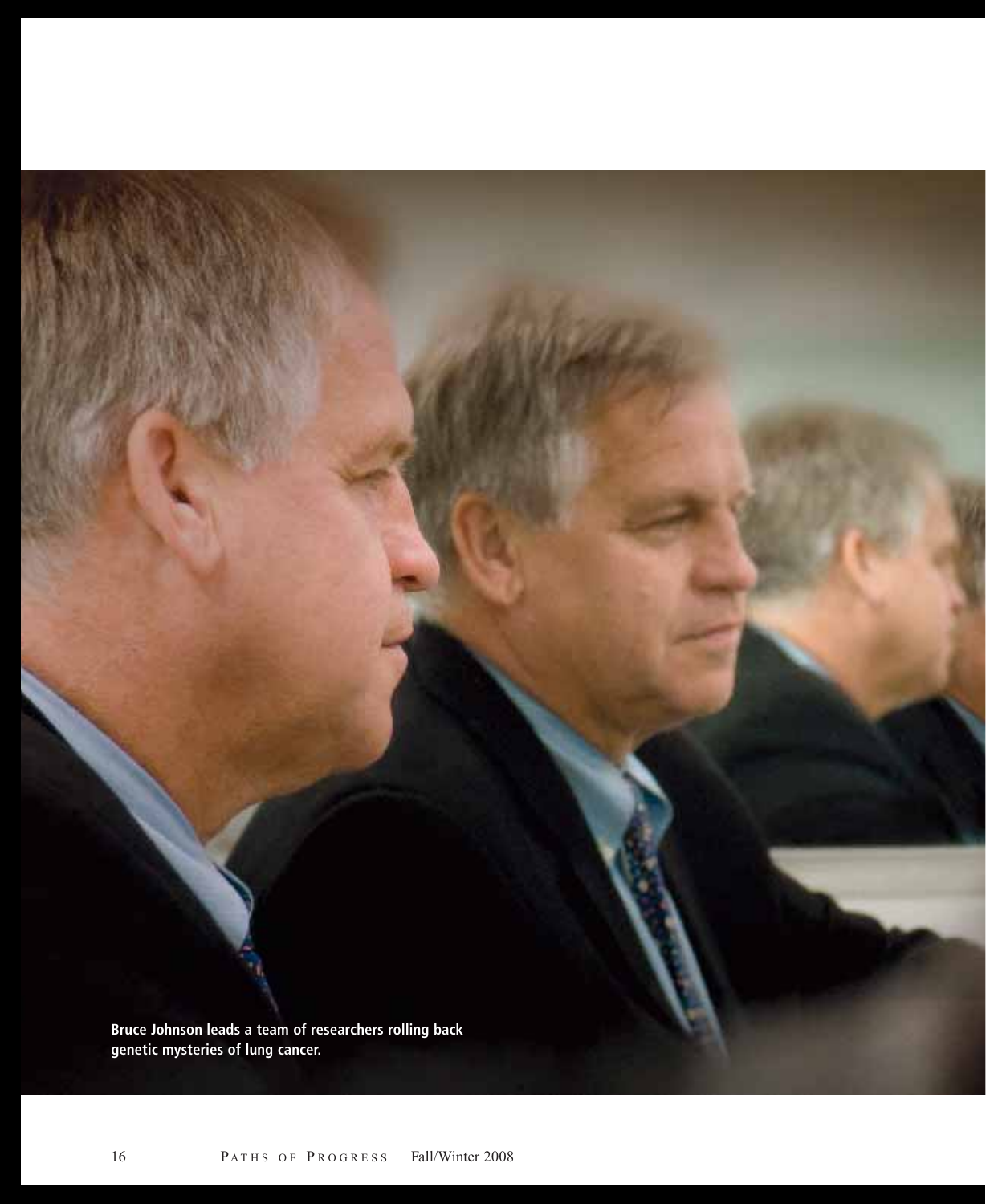Bruce Johnson leads a team of researchers rolling back genetic mysteries of lung cancer.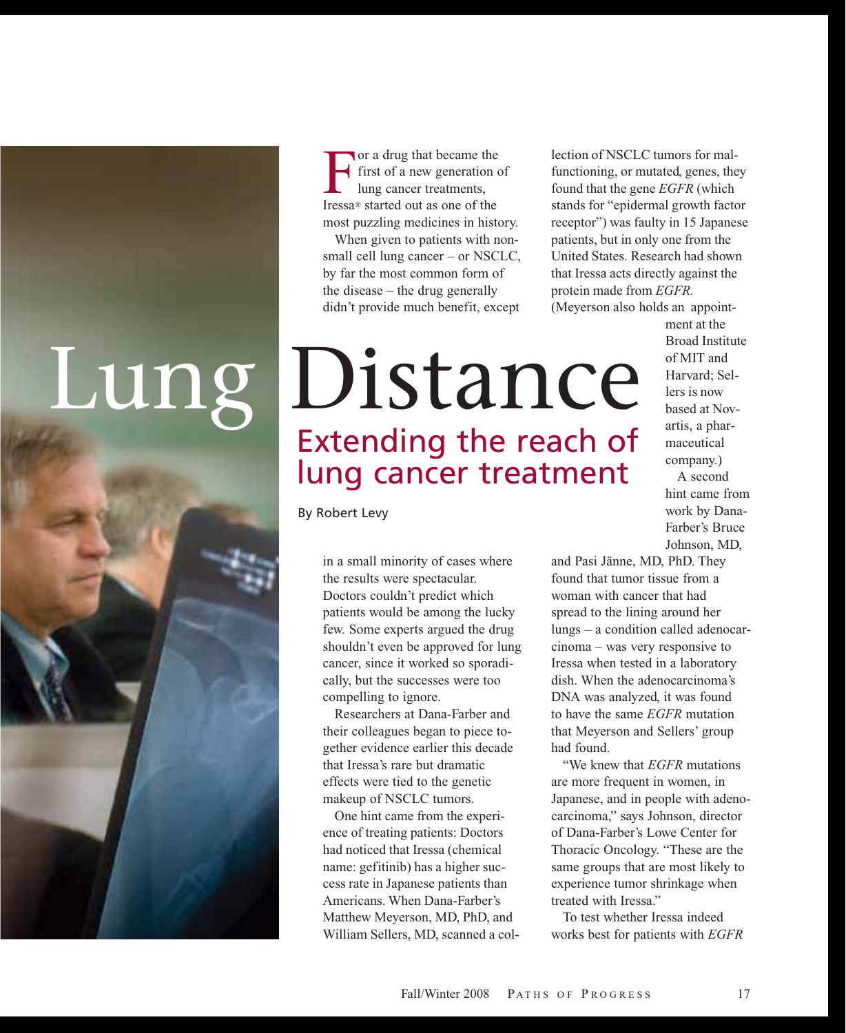# Lung Distance

## Extending the reach of lung cancer treatment

By Robert Levy

For a drug that became the first of a new generation of lung cancer treatments, Iressa® started out as one of the most puzzling medicines in history.

When given to patients with non-small cell lung cancer – or NSCLC, by far the most common form of the disease – the drug generally didn't provide much benefit, except in a small minority of cases where the results were spectacular. Doctors couldn't predict which patients would be among the lucky few. Some experts argued the drug shouldn't even be approved for lung cancer, since it worked so sporadically, but the successes were too compelling to ignore.

Researchers at Dana-Farber and their colleagues began to piece together evidence earlier this decade that Iressa's rare but dramatic effects were tied to the genetic makeup of NSCLC tumors.

One hint came from the experience of treating patients: Doctors had noticed that Iressa (chemical name: gefitinib) has a higher success rate in Japanese patients than Americans. When Dana-Farber's Matthew Meyerson, MD, PhD, and William Sellers, MD, scanned a collection of NSCLC tumors for malfunctioning, or mutated, genes, they found that the gene *EGFR* (which stands for "epidermal growth factor receptor") was faulty in 15 Japanese patients, but in only one from the United States. Research had shown that Iressa acts directly against the protein made from *EGFR*. (Meyerson also holds an appointment at the Broad Institute of MIT and Harvard; Sellers is now based at Novartis, a pharmaceutical company.)

A second hint came from work by Dana-Farber's Bruce Johnson, MD, and Pasi Jänne, MD, PhD. They found that tumor tissue from a woman with cancer that had spread to the lining around her lungs – a condition called adenocarcinoma – was very responsive to Iressa when tested in a laboratory dish. When the adenocarcinoma's DNA was analyzed, it was found to have the same *EGFR* mutation that Meyerson and Sellers' group had found.

"We knew that *EGFR* mutations are more frequent in women, in Japanese, and in people with adenocarcinoma," says Johnson, director of Dana-Farber's Lowe Center for Thoracic Oncology. "These are the same groups that are most likely to experience tumor shrinkage when treated with Iressa."

To test whether Iressa indeed works best for patients with *EGFR*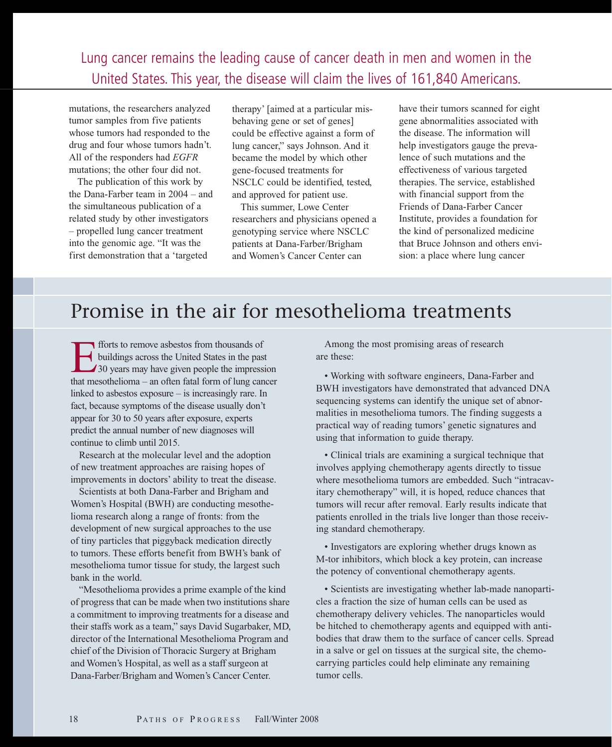Lung cancer remains the leading cause of cancer death in men and women in the United States. This year, the disease will claim the lives of 161,840 Americans.

mutations, the researchers analyzed tumor samples from five patients whose tumors had responded to the drug and four whose tumors hadn't. All of the responders had *EGFR* mutations; the other four did not.

The publication of this work by the Dana-Farber team in 2004 – and the simultaneous publication of a related study by other investigators – propelled lung cancer treatment into the genomic age. "It was the first demonstration that a 'targeted therapy' [aimed at a particular misbehaving gene or set of genes] could be effective against a form of lung cancer," says Johnson. And it became the model by which other gene-focused treatments for NSCLC could be identified, tested, and approved for patient use.

This summer, Lowe Center researchers and physicians opened a genotyping service where NSCLC patients at Dana-Farber/Brigham and Women's Cancer Center can have their tumors scanned for eight gene abnormalities associated with the disease. The information will help investigators gauge the prevalence of such mutations and the effectiveness of various targeted therapies. The service, established with financial support from the Friends of Dana-Farber Cancer Institute, provides a foundation for the kind of personalized medicine that Bruce Johnson and others envision: a place where lung cancer

## Promise in the air for mesothelioma treatments

Efforts to remove asbestos from thousands of buildings across the United States in the past 30 years may have given people the impression that mesothelioma – an often fatal form of lung cancer linked to asbestos exposure – is increasingly rare. In fact, because symptoms of the disease usually don't appear for 30 to 50 years after exposure, experts predict the annual number of new diagnoses will continue to climb until 2015.

Research at the molecular level and the adoption of new treatment approaches are raising hopes of improvements in doctors' ability to treat the disease.

Scientists at both Dana-Farber and Brigham and Women's Hospital (BWH) are conducting mesothelioma research along a range of fronts: from the development of new surgical approaches to the use of tiny particles that piggyback medication directly to tumors. These efforts benefit from BWH's bank of mesothelioma tumor tissue for study, the largest such bank in the world.

"Mesothelioma provides a prime example of the kind of progress that can be made when two institutions share a commitment to improving treatments for a disease and their staffs work as a team," says David Sugarbaker, MD, director of the International Mesothelioma Program and chief of the Division of Thoracic Surgery at Brigham and Women's Hospital, as well as a staff surgeon at Dana-Farber/Brigham and Women's Cancer Center.

Among the most promising areas of research are these:

- Working with software engineers, Dana-Farber and BWH investigators have demonstrated that advanced DNA sequencing systems can identify the unique set of abnormalities in mesothelioma tumors. The finding suggests a practical way of reading tumors' genetic signatures and using that information to guide therapy.

- Clinical trials are examining a surgical technique that involves applying chemotherapy agents directly to tissue where mesothelioma tumors are embedded. Such "intracavitary chemotherapy" will, it is hoped, reduce chances that tumors will recur after removal. Early results indicate that patients enrolled in the trials live longer than those receiving standard chemotherapy.

- Investigators are exploring whether drugs known as M-tor inhibitors, which block a key protein, can increase the potency of conventional chemotherapy agents.

- Scientists are investigating whether lab-made nanoparticles a fraction the size of human cells can be used as chemotherapy delivery vehicles. The nanoparticles would be hitched to chemotherapy agents and equipped with antibodies that draw them to the surface of cancer cells. Spread in a salve or gel on tissues at the surgical site, the chemo-carrying particles could help eliminate any remaining tumor cells.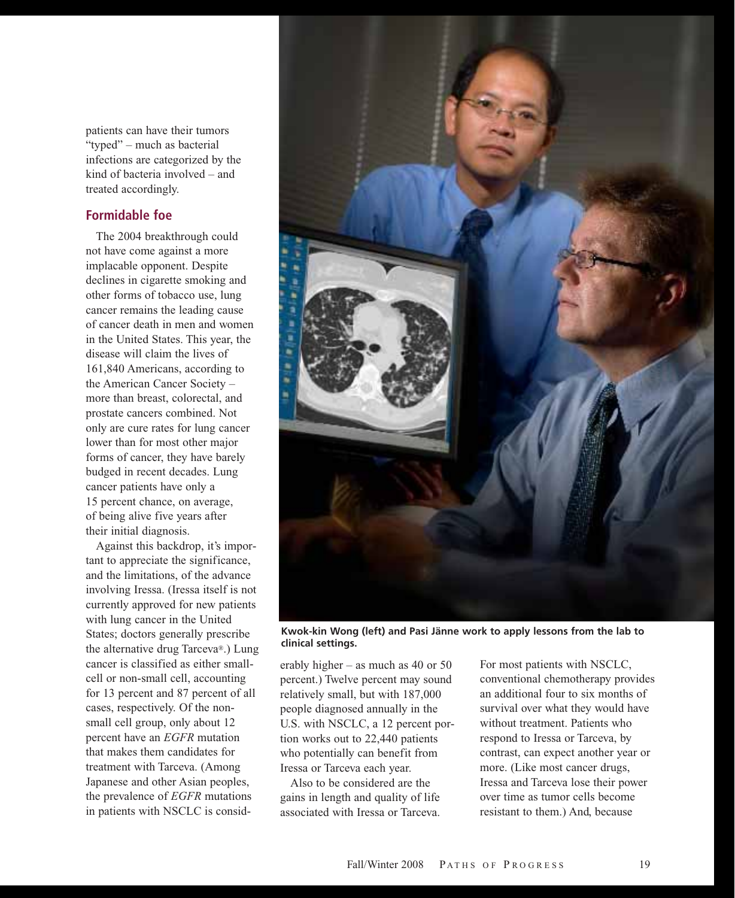patients can have their tumors "typed" – much as bacterial infections are categorized by the kind of bacteria involved – and treated accordingly.

## Formidable foe

The 2004 breakthrough could not have come against a more implacable opponent. Despite declines in cigarette smoking and other forms of tobacco use, lung cancer remains the leading cause of cancer death in men and women in the United States. This year, the disease will claim the lives of 161,840 Americans, according to the American Cancer Society – more than breast, colorectal, and prostate cancers combined. Not only are cure rates for lung cancer lower than for most other major forms of cancer, they have barely budged in recent decades. Lung cancer patients have only a 15 percent chance, on average, of being alive five years after their initial diagnosis.

Against this backdrop, it's important to appreciate the significance, and the limitations, of the advance involving Iressa. (Iressa itself is not currently approved for new patients with lung cancer in the United States; doctors generally prescribe the alternative drug Tarceva®.) Lung cancer is classified as either small-cell or non-small cell, accounting for 13 percent and 87 percent of all cases, respectively. Of the non-small cell group, only about 12 percent have an *EGFR* mutation that makes them candidates for treatment with Tarceva. (Among Japanese and other Asian peoples, the prevalence of *EGFR* mutations in patients with NSCLC is considerably higher – as much as 40 or 50 percent.) Twelve percent may sound relatively small, but with 187,000 people diagnosed annually in the U.S. with NSCLC, a 12 percent portion works out to 22,440 patients who potentially can benefit from Iressa or Tarceva each year.

**Kwok-kin Wong (left) and Pasi Jänne work to apply lessons from the lab to clinical settings.**

Also to be considered are the gains in length and quality of life associated with Iressa or Tarceva. For most patients with NSCLC, conventional chemotherapy provides an additional four to six months of survival over what they would have without treatment. Patients who respond to Iressa or Tarceva, by contrast, can expect another year or more. (Like most cancer drugs, Iressa and Tarceva lose their power over time as tumor cells become resistant to them.) And, because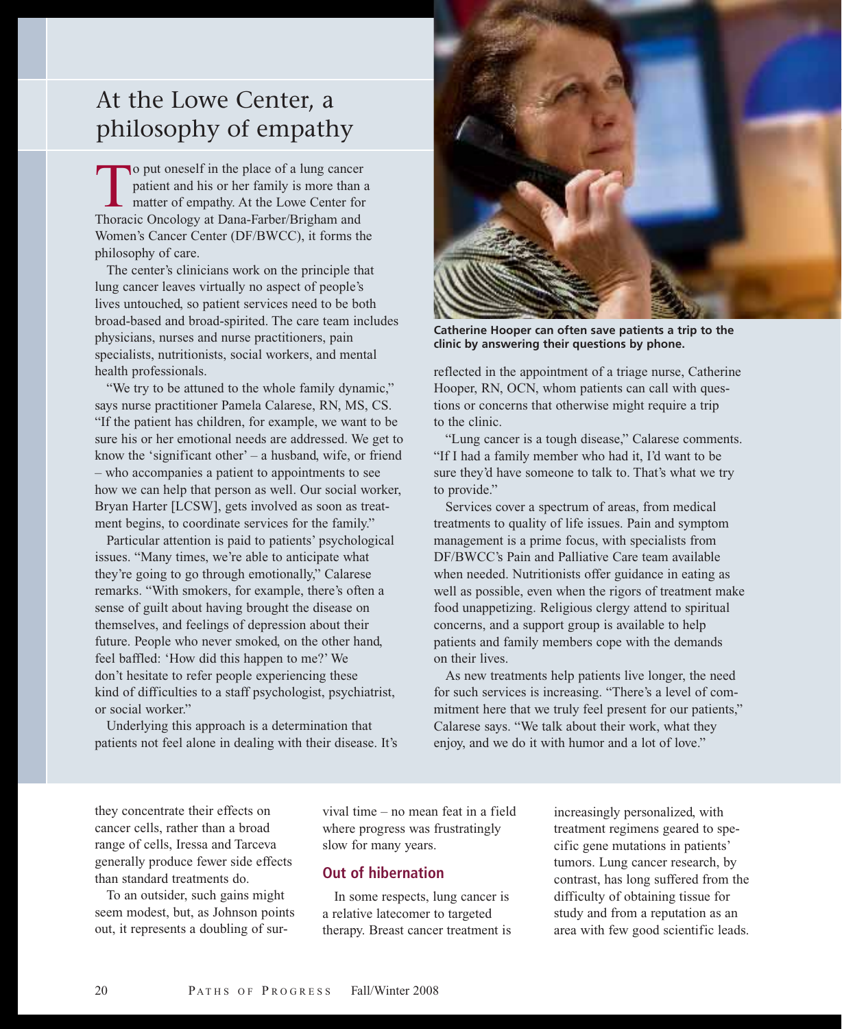## At the Lowe Center, a philosophy of empathy

To put oneself in the place of a lung cancer patient and his or her family is more than a matter of empathy. At the Lowe Center for Thoracic Oncology at Dana-Farber/Brigham and Women's Cancer Center (DF/BWCC), it forms the philosophy of care.

The center's clinicians work on the principle that lung cancer leaves virtually no aspect of people's lives untouched, so patient services need to be both broad-based and broad-spirited. The care team includes physicians, nurses and nurse practitioners, pain specialists, nutritionists, social workers, and mental health professionals.

"We try to be attuned to the whole family dynamic," says nurse practitioner Pamela Calarese, RN, MS, CS. "If the patient has children, for example, we want to be sure his or her emotional needs are addressed. We get to know the 'significant other' – a husband, wife, or friend – who accompanies a patient to appointments to see how we can help that person as well. Our social worker, Bryan Harter [LCSW], gets involved as soon as treatment begins, to coordinate services for the family."

Particular attention is paid to patients' psychological issues. "Many times, we're able to anticipate what they're going to go through emotionally," Calarese remarks. "With smokers, for example, there's often a sense of guilt about having brought the disease on themselves, and feelings of depression about their future. People who never smoked, on the other hand, feel baffled: 'How did this happen to me?' We don't hesitate to refer people experiencing these kind of difficulties to a staff psychologist, psychiatrist, or social worker."

Underlying this approach is a determination that patients not feel alone in dealing with their disease. It's reflected in the appointment of a triage nurse, Catherine Hooper, RN, OCN, whom patients can call with questions or concerns that otherwise might require a trip to the clinic.

**Catherine Hooper can often save patients a trip to the clinic by answering their questions by phone.**

"Lung cancer is a tough disease," Calarese comments. "If I had a family member who had it, I'd want to be sure they'd have someone to talk to. That's what we try to provide."

Services cover a spectrum of areas, from medical treatments to quality of life issues. Pain and symptom management is a prime focus, with specialists from DF/BWCC's Pain and Palliative Care team available when needed. Nutritionists offer guidance in eating as well as possible, even when the rigors of treatment make food unappetizing. Religious clergy attend to spiritual concerns, and a support group is available to help patients and family members cope with the demands on their lives.

As new treatments help patients live longer, the need for such services is increasing. "There's a level of commitment here that we truly feel present for our patients," Calarese says. "We talk about their work, what they enjoy, and we do it with humor and a lot of love."

---

they concentrate their effects on cancer cells, rather than a broad range of cells, Iressa and Tarceva generally produce fewer side effects than standard treatments do.

To an outsider, such gains might seem modest, but, as Johnson points out, it represents a doubling of survival time – no mean feat in a field where progress was frustratingly slow for many years.

### Out of hibernation

In some respects, lung cancer is a relative latecomer to targeted therapy. Breast cancer treatment is increasingly personalized, with treatment regimens geared to specific gene mutations in patients' tumors. Lung cancer research, by contrast, has long suffered from the difficulty of obtaining tissue for study and from a reputation as an area with few good scientific leads.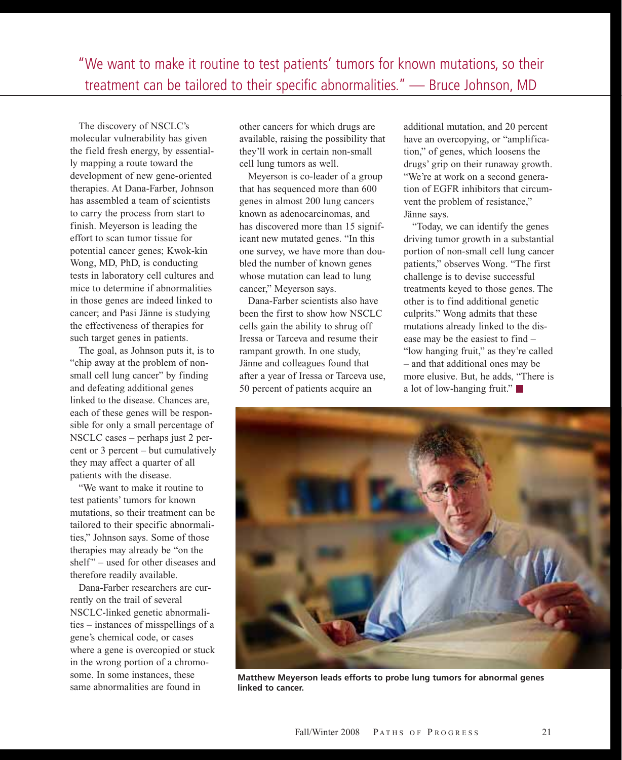"We want to make it routine to test patients' tumors for known mutations, so their treatment can be tailored to their specific abnormalities." — Bruce Johnson, MD

The discovery of NSCLC's molecular vulnerability has given the field fresh energy, by essentially mapping a route toward the development of new gene-oriented therapies. At Dana-Farber, Johnson has assembled a team of scientists to carry the process from start to finish. Meyerson is leading the effort to scan tumor tissue for potential cancer genes; Kwok-kin Wong, MD, PhD, is conducting tests in laboratory cell cultures and mice to determine if abnormalities in those genes are indeed linked to cancer; and Pasi Jänne is studying the effectiveness of therapies for such target genes in patients.

The goal, as Johnson puts it, is to "chip away at the problem of non-small cell lung cancer" by finding and defeating additional genes linked to the disease. Chances are, each of these genes will be responsible for only a small percentage of NSCLC cases – perhaps just 2 percent or 3 percent – but cumulatively they may affect a quarter of all patients with the disease.

"We want to make it routine to test patients' tumors for known mutations, so their treatment can be tailored to their specific abnormalities," Johnson says. Some of those therapies may already be "on the shelf" – used for other diseases and therefore readily available.

Dana-Farber researchers are currently on the trail of several NSCLC-linked genetic abnormalities – instances of misspellings of a gene's chemical code, or cases where a gene is overcopied or stuck in the wrong portion of a chromosome. In some instances, these same abnormalities are found in other cancers for which drugs are available, raising the possibility that they'll work in certain non-small cell lung tumors as well.

Meyerson is co-leader of a group that has sequenced more than 600 genes in almost 200 lung cancers known as adenocarcinomas, and has discovered more than 15 significant new mutated genes. "In this one survey, we have more than doubled the number of known genes whose mutation can lead to lung cancer," Meyerson says.

Dana-Farber scientists also have been the first to show how NSCLC cells gain the ability to shrug off Iressa or Tarceva and resume their rampant growth. In one study, Jänne and colleagues found that after a year of Iressa or Tarceva use, 50 percent of patients acquire an additional mutation, and 20 percent have an overcopying, or "amplification," of genes, which loosens the drugs' grip on their runaway growth. "We're at work on a second generation of EGFR inhibitors that circumvent the problem of resistance," Jänne says.

"Today, we can identify the genes driving tumor growth in a substantial portion of non-small cell lung cancer patients," observes Wong. "The first challenge is to devise successful treatments keyed to those genes. The other is to find additional genetic culprits." Wong admits that these mutations already linked to the disease may be the easiest to find – "low hanging fruit," as they're called – and that additional ones may be more elusive. But, he adds, "There is a lot of low-hanging fruit." ■

**Matthew Meyerson leads efforts to probe lung tumors for abnormal genes linked to cancer.**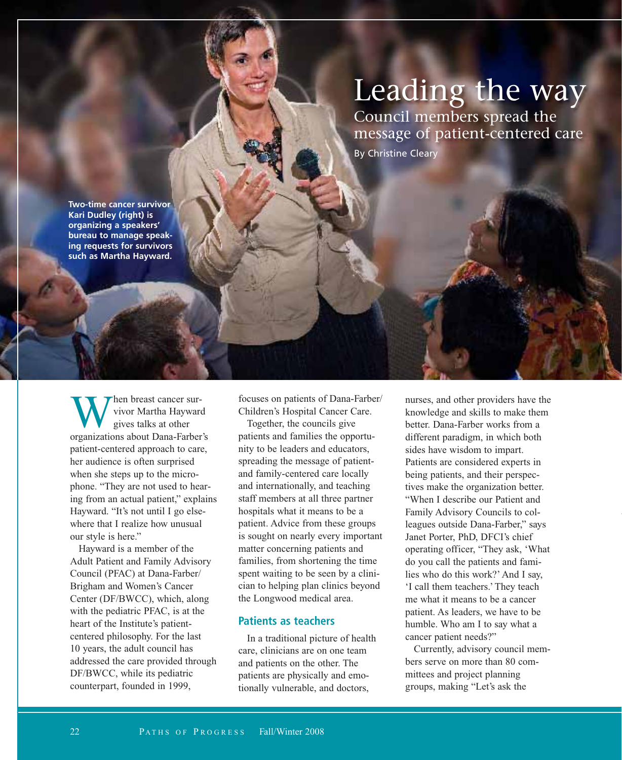# Leading the way

## Council members spread the message of patient-centered care

By Christine Cleary

**Two-time cancer survivor Kari Dudley (right) is organizing a speakers' bureau to manage speaking requests for survivors such as Martha Hayward.**

When breast cancer survivor Martha Hayward gives talks at other organizations about Dana-Farber's patient-centered approach to care, her audience is often surprised when she steps up to the microphone. "They are not used to hearing from an actual patient," explains Hayward. "It's not until I go elsewhere that I realize how unusual our style is here."

Hayward is a member of the Adult Patient and Family Advisory Council (PFAC) at Dana-Farber/Brigham and Women's Cancer Center (DF/BWCC), which, along with the pediatric PFAC, is at the heart of the Institute's patient-centered philosophy. For the last 10 years, the adult council has addressed the care provided through DF/BWCC, while its pediatric counterpart, founded in 1999, focuses on patients of Dana-Farber/Children's Hospital Cancer Care.

Together, the councils give patients and families the opportunity to be leaders and educators, spreading the message of patient- and family-centered care locally and internationally, and teaching staff members at all three partner hospitals what it means to be a patient. Advice from these groups is sought on nearly every important matter concerning patients and families, from shortening the time spent waiting to be seen by a clinician to helping plan clinics beyond the Longwood medical area.

### Patients as teachers

In a traditional picture of health care, clinicians are on one team and patients on the other. The patients are physically and emotionally vulnerable, and doctors, nurses, and other providers have the knowledge and skills to make them better. Dana-Farber works from a different paradigm, in which both sides have wisdom to impart. Patients are considered experts in being patients, and their perspectives make the organization better. "When I describe our Patient and Family Advisory Councils to colleagues outside Dana-Farber," says Janet Porter, PhD, DFCI's chief operating officer, "They ask, 'What do you call the patients and families who do this work?' And I say, 'I call them teachers.' They teach me what it means to be a cancer patient. As leaders, we have to be humble. Who am I to say what a cancer patient needs?"

Currently, advisory council members serve on more than 80 committees and project planning groups, making "Let's ask the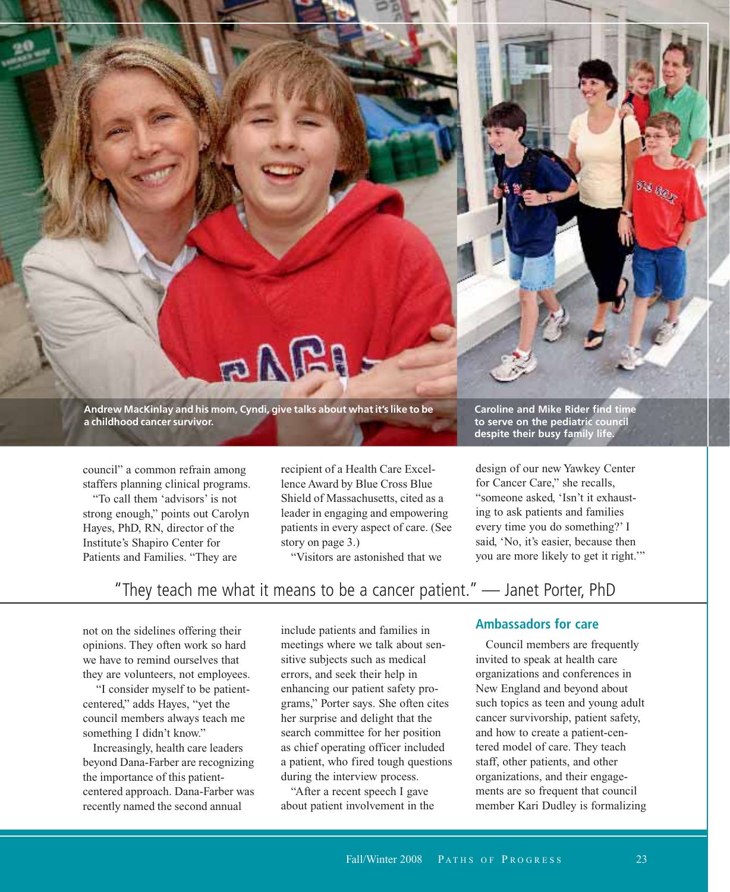Andrew MacKinlay and his mom, Cyndi, give talks about what it's like to be a childhood cancer survivor.

Caroline and Mike Rider find time to serve on the pediatric council despite their busy family life.

council" a common refrain among staffers planning clinical programs.

"To call them 'advisors' is not strong enough," points out Carolyn Hayes, PhD, RN, director of the Institute's Shapiro Center for Patients and Families. "They are not on the sidelines offering their opinions. They often work so hard we have to remind ourselves that they are volunteers, not employees.

"I consider myself to be patient-centered," adds Hayes, "yet the council members always teach me something I didn't know."

Increasingly, health care leaders beyond Dana-Farber are recognizing the importance of this patient-centered approach. Dana-Farber was recently named the second annual recipient of a Health Care Excellence Award by Blue Cross Blue Shield of Massachusetts, cited as a leader in engaging and empowering patients in every aspect of care. (See story on page 3.)

"Visitors are astonished that we include patients and families in meetings where we talk about sensitive subjects such as medical errors, and seek their help in enhancing our patient safety programs," Porter says. She often cites her surprise and delight that the search committee for her position as chief operating officer included a patient, who fired tough questions during the interview process.

"After a recent speech I gave about patient involvement in the design of our new Yawkey Center for Cancer Care," she recalls, "someone asked, 'Isn't it exhausting to ask patients and families every time you do something?' I said, 'No, it's easier, because then you are more likely to get it right.'"

"They teach me what it means to be a cancer patient." — Janet Porter, PhD

## Ambassadors for care

Council members are frequently invited to speak at health care organizations and conferences in New England and beyond about such topics as teen and young adult cancer survivorship, patient safety, and how to create a patient-centered model of care. They teach staff, other patients, and other organizations, and their engagements are so frequent that council member Kari Dudley is formalizing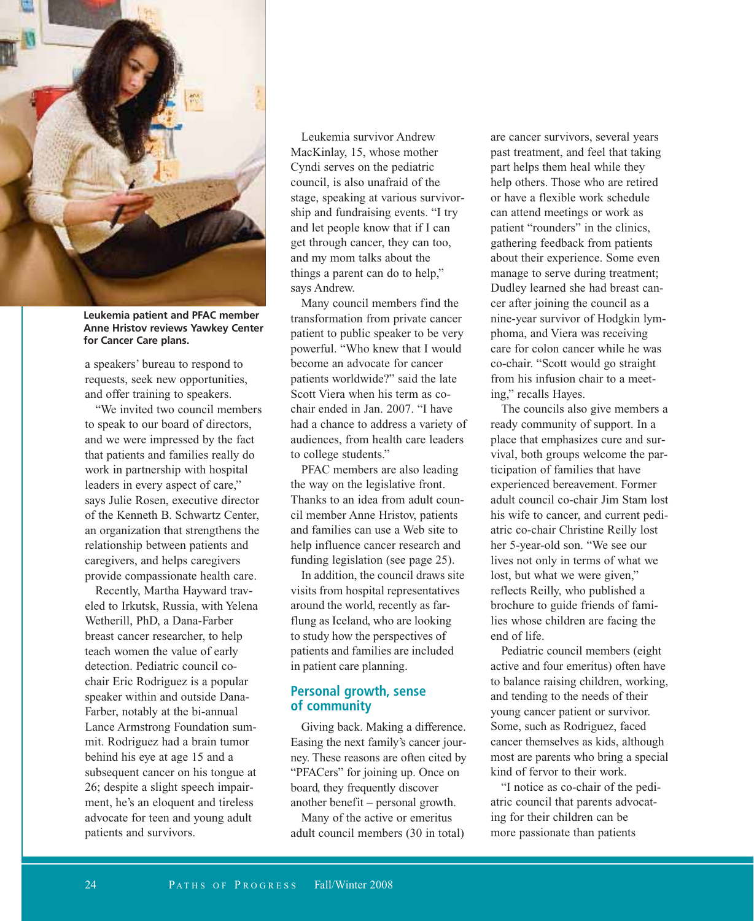Leukemia patient and PFAC member Anne Hristov reviews Yawkey Center for Cancer Care plans.

a speakers' bureau to respond to requests, seek new opportunities, and offer training to speakers.

"We invited two council members to speak to our board of directors, and we were impressed by the fact that patients and families really do work in partnership with hospital leaders in every aspect of care," says Julie Rosen, executive director of the Kenneth B. Schwartz Center, an organization that strengthens the relationship between patients and caregivers, and helps caregivers provide compassionate health care.

Recently, Martha Hayward traveled to Irkutsk, Russia, with Yelena Wetherill, PhD, a Dana-Farber breast cancer researcher, to help teach women the value of early detection. Pediatric council co-chair Eric Rodriguez is a popular speaker within and outside Dana-Farber, notably at the bi-annual Lance Armstrong Foundation summit. Rodriguez had a brain tumor behind his eye at age 15 and a subsequent cancer on his tongue at 26; despite a slight speech impairment, he's an eloquent and tireless advocate for teen and young adult patients and survivors.

Leukemia survivor Andrew MacKinlay, 15, whose mother Cyndi serves on the pediatric council, is also unafraid of the stage, speaking at various survivorship and fundraising events. "I try and let people know that if I can get through cancer, they can too, and my mom talks about the things a parent can do to help," says Andrew.

Many council members find the transformation from private cancer patient to public speaker to be very powerful. "Who knew that I would become an advocate for cancer patients worldwide?" said the late Scott Viera when his term as co-chair ended in Jan. 2007. "I have had a chance to address a variety of audiences, from health care leaders to college students."

PFAC members are also leading the way on the legislative front. Thanks to an idea from adult council member Anne Hristov, patients and families can use a Web site to help influence cancer research and funding legislation (see page 25).

In addition, the council draws site visits from hospital representatives around the world, recently as far-flung as Iceland, who are looking to study how the perspectives of patients and families are included in patient care planning.

## Personal growth, sense of community

Giving back. Making a difference. Easing the next family's cancer journey. These reasons are often cited by "PFACers" for joining up. Once on board, they frequently discover another benefit – personal growth.

Many of the active or emeritus adult council members (30 in total) are cancer survivors, several years past treatment, and feel that taking part helps them heal while they help others. Those who are retired or have a flexible work schedule can attend meetings or work as patient "rounders" in the clinics, gathering feedback from patients about their experience. Some even manage to serve during treatment; Dudley learned she had breast cancer after joining the council as a nine-year survivor of Hodgkin lymphoma, and Viera was receiving care for colon cancer while he was co-chair. "Scott would go straight from his infusion chair to a meeting," recalls Hayes.

The councils also give members a ready community of support. In a place that emphasizes cure and survival, both groups welcome the participation of families that have experienced bereavement. Former adult council co-chair Jim Stam lost his wife to cancer, and current pediatric co-chair Christine Reilly lost her 5-year-old son. "We see our lives not only in terms of what we lost, but what we were given," reflects Reilly, who published a brochure to guide friends of families whose children are facing the end of life.

Pediatric council members (eight active and four emeritus) often have to balance raising children, working, and tending to the needs of their young cancer patient or survivor. Some, such as Rodriguez, faced cancer themselves as kids, although most are parents who bring a special kind of fervor to their work.

"I notice as co-chair of the pediatric council that parents advocating for their children can be more passionate than patients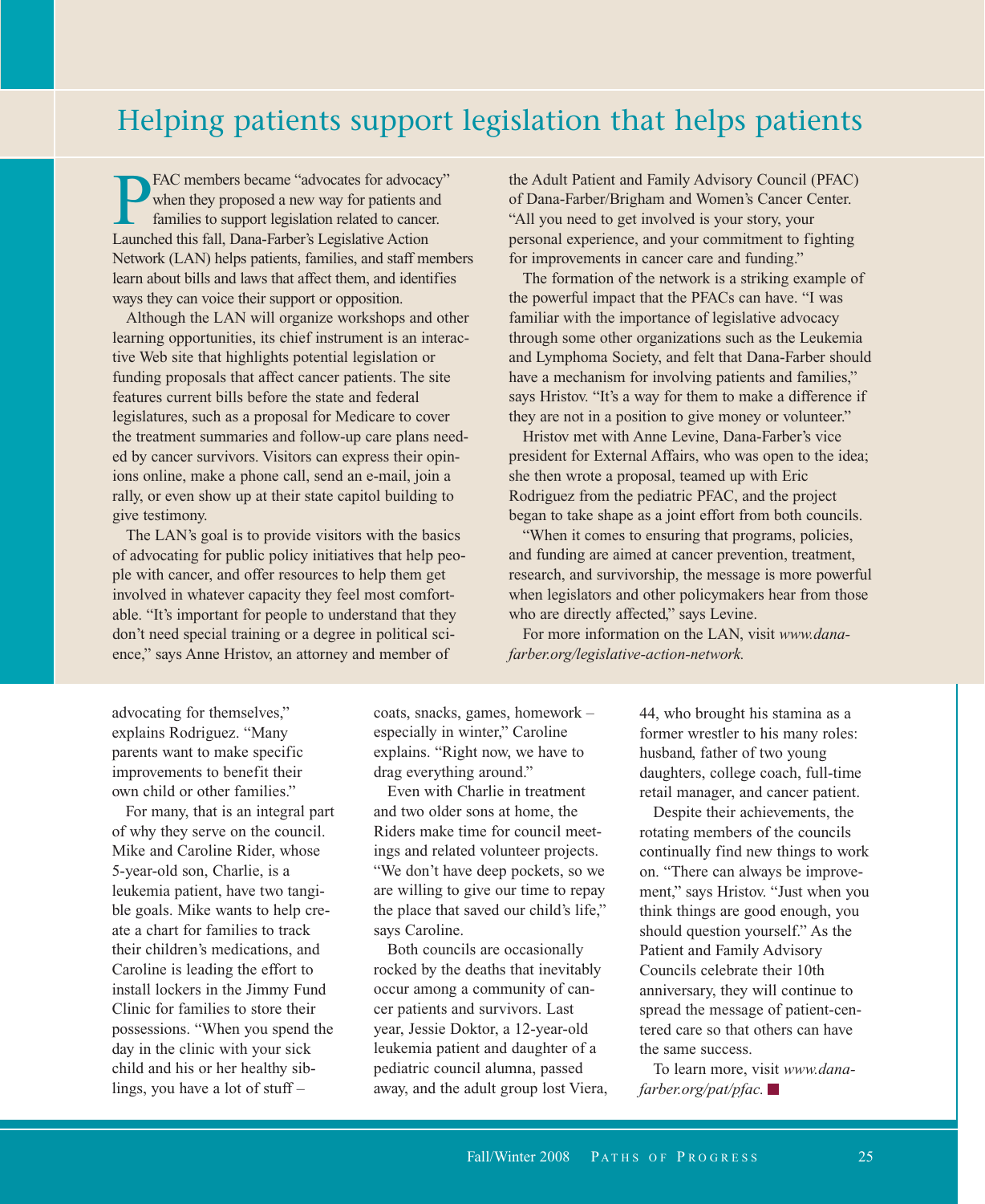## Helping patients support legislation that helps patients

PFAC members became "advocates for advocacy" when they proposed a new way for patients and families to support legislation related to cancer. Launched this fall, Dana-Farber's Legislative Action Network (LAN) helps patients, families, and staff members learn about bills and laws that affect them, and identifies ways they can voice their support or opposition.

Although the LAN will organize workshops and other learning opportunities, its chief instrument is an interactive Web site that highlights potential legislation or funding proposals that affect cancer patients. The site features current bills before the state and federal legislatures, such as a proposal for Medicare to cover the treatment summaries and follow-up care plans needed by cancer survivors. Visitors can express their opinions online, make a phone call, send an e-mail, join a rally, or even show up at their state capitol building to give testimony.

The LAN's goal is to provide visitors with the basics of advocating for public policy initiatives that help people with cancer, and offer resources to help them get involved in whatever capacity they feel most comfortable. "It's important for people to understand that they don't need special training or a degree in political science," says Anne Hristov, an attorney and member of the Adult Patient and Family Advisory Council (PFAC) of Dana-Farber/Brigham and Women's Cancer Center. "All you need to get involved is your story, your personal experience, and your commitment to fighting for improvements in cancer care and funding."

The formation of the network is a striking example of the powerful impact that the PFACs can have. "I was familiar with the importance of legislative advocacy through some other organizations such as the Leukemia and Lymphoma Society, and felt that Dana-Farber should have a mechanism for involving patients and families," says Hristov. "It's a way for them to make a difference if they are not in a position to give money or volunteer."

Hristov met with Anne Levine, Dana-Farber's vice president for External Affairs, who was open to the idea; she then wrote a proposal, teamed up with Eric Rodriguez from the pediatric PFAC, and the project began to take shape as a joint effort from both councils.

"When it comes to ensuring that programs, policies, and funding are aimed at cancer prevention, treatment, research, and survivorship, the message is more powerful when legislators and other policymakers hear from those who are directly affected," says Levine.

For more information on the LAN, visit *www.dana-farber.org/legislative-action-network.*

---

advocating for themselves," explains Rodriguez. "Many parents want to make specific improvements to benefit their own child or other families."

For many, that is an integral part of why they serve on the council. Mike and Caroline Rider, whose 5-year-old son, Charlie, is a leukemia patient, have two tangible goals. Mike wants to help create a chart for families to track their children's medications, and Caroline is leading the effort to install lockers in the Jimmy Fund Clinic for families to store their possessions. "When you spend the day in the clinic with your sick child and his or her healthy siblings, you have a lot of stuff – coats, snacks, games, homework – especially in winter," Caroline explains. "Right now, we have to drag everything around."

Even with Charlie in treatment and two older sons at home, the Riders make time for council meetings and related volunteer projects. "We don't have deep pockets, so we are willing to give our time to repay the place that saved our child's life," says Caroline.

Both councils are occasionally rocked by the deaths that inevitably occur among a community of cancer patients and survivors. Last year, Jessie Doktor, a 12-year-old leukemia patient and daughter of a pediatric council alumna, passed away, and the adult group lost Viera, 44, who brought his stamina as a former wrestler to his many roles: husband, father of two young daughters, college coach, full-time retail manager, and cancer patient.

Despite their achievements, the rotating members of the councils continually find new things to work on. "There can always be improvement," says Hristov. "Just when you think things are good enough, you should question yourself." As the Patient and Family Advisory Councils celebrate their 10th anniversary, they will continue to spread the message of patient-centered care so that others can have the same success.

To learn more, visit *www.dana-farber.org/pat/pfac.*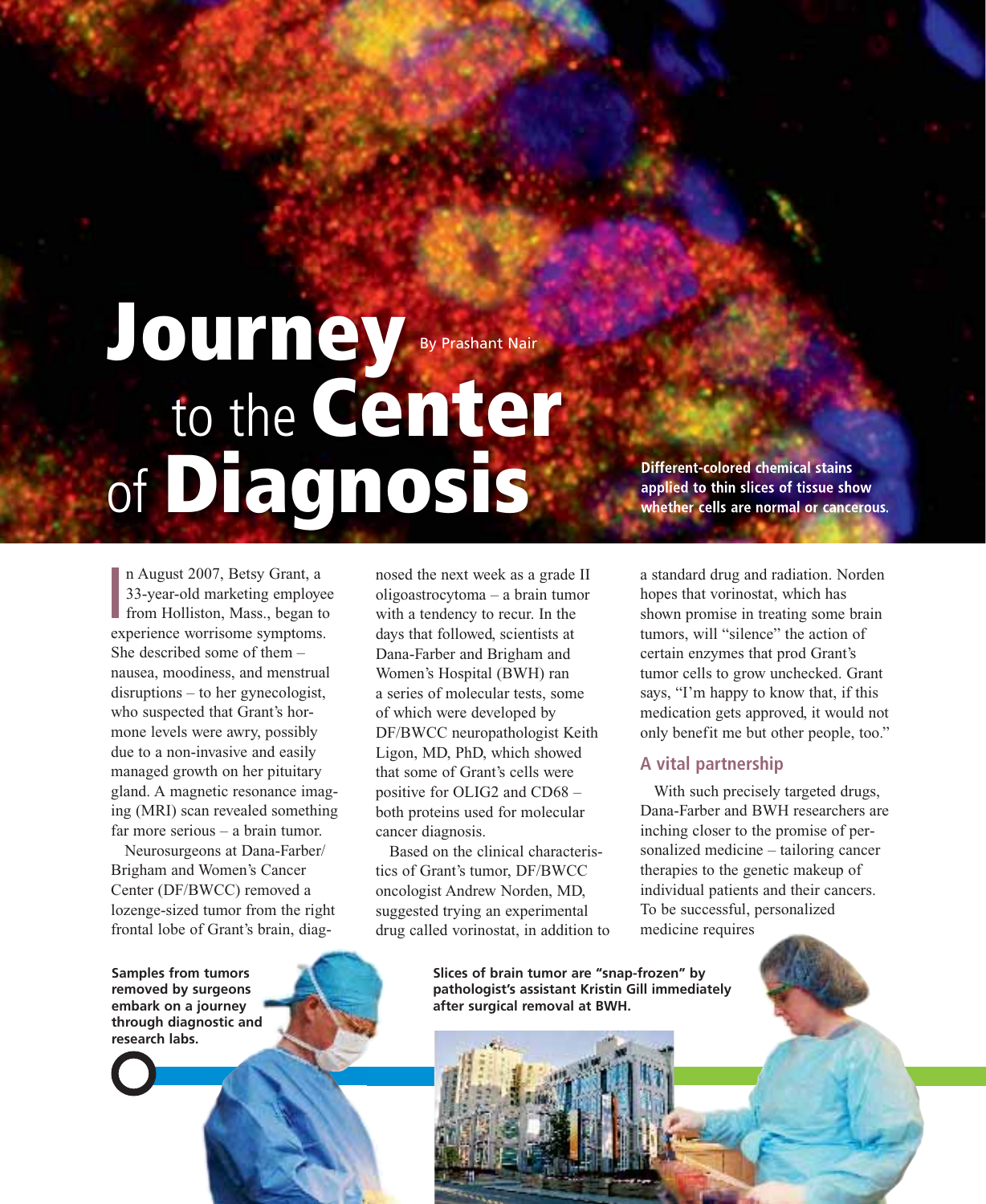# Journey to the Center of Diagnosis

By Prashant Nair

Different-colored chemical stains applied to thin slices of tissue show whether cells are normal or cancerous.

In August 2007, Betsy Grant, a 33-year-old marketing employee from Holliston, Mass., began to experience worrisome symptoms. She described some of them – nausea, moodiness, and menstrual disruptions – to her gynecologist, who suspected that Grant's hormone levels were awry, possibly due to a non-invasive and easily managed growth on her pituitary gland. A magnetic resonance imaging (MRI) scan revealed something far more serious – a brain tumor.

Neurosurgeons at Dana-Farber/Brigham and Women's Cancer Center (DF/BWCC) removed a lozenge-sized tumor from the right frontal lobe of Grant's brain, diagnosed the next week as a grade II oligoastrocytoma – a brain tumor with a tendency to recur. In the days that followed, scientists at Dana-Farber and Brigham and Women's Hospital (BWH) ran a series of molecular tests, some of which were developed by DF/BWCC neuropathologist Keith Ligon, MD, PhD, which showed that some of Grant's cells were positive for OLIG2 and CD68 – both proteins used for molecular cancer diagnosis.

Based on the clinical characteristics of Grant's tumor, DF/BWCC oncologist Andrew Norden, MD, suggested trying an experimental drug called vorinostat, in addition to a standard drug and radiation. Norden hopes that vorinostat, which has shown promise in treating some brain tumors, will "silence" the action of certain enzymes that prod Grant's tumor cells to grow unchecked. Grant says, "I'm happy to know that, if this medication gets approved, it would not only benefit me but other people, too."

## A vital partnership

With such precisely targeted drugs, Dana-Farber and BWH researchers are inching closer to the promise of personalized medicine – tailoring cancer therapies to the genetic makeup of individual patients and their cancers. To be successful, personalized medicine requires

**Samples from tumors removed by surgeons embark on a journey through diagnostic and research labs.**

**Slices of brain tumor are "snap-frozen" by pathologist's assistant Kristin Gill immediately after surgical removal at BWH.**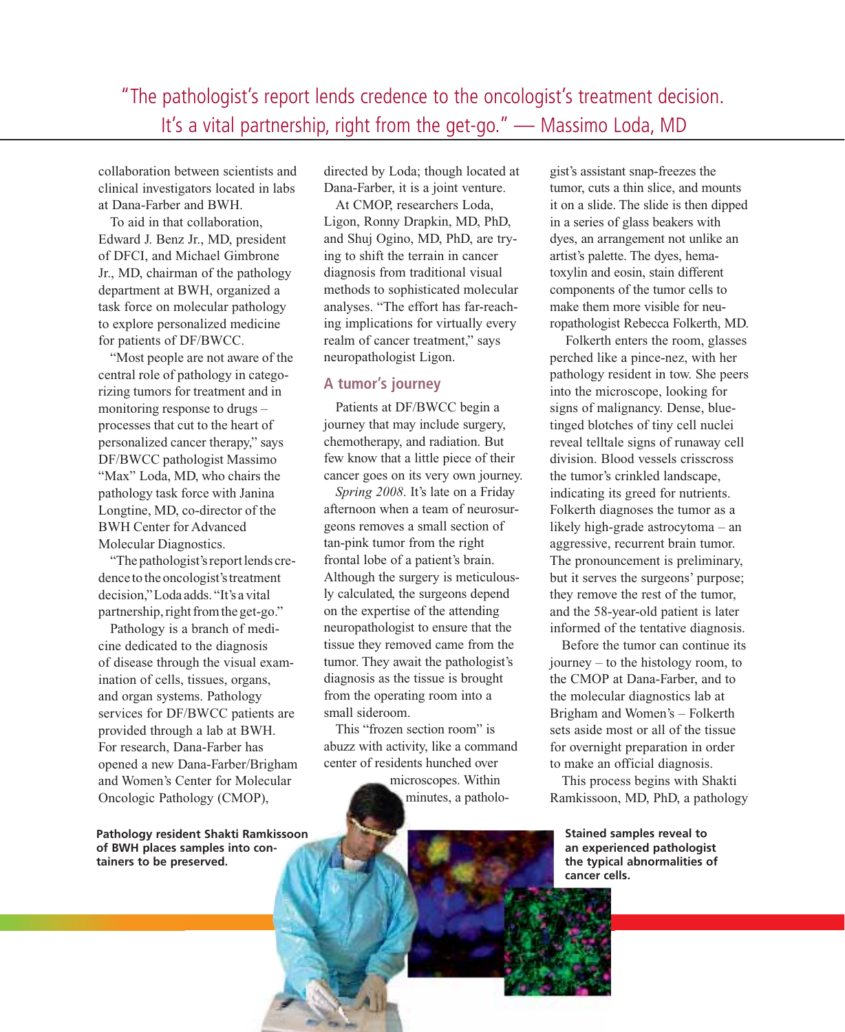"The pathologist's report lends credence to the oncologist's treatment decision. It's a vital partnership, right from the get-go." — Massimo Loda, MD

collaboration between scientists and clinical investigators located in labs at Dana-Farber and BWH.

To aid in that collaboration, Edward J. Benz Jr., MD, president of DFCI, and Michael Gimbrone Jr., MD, chairman of the pathology department at BWH, organized a task force on molecular pathology to explore personalized medicine for patients of DF/BWCC.

"Most people are not aware of the central role of pathology in categorizing tumors for treatment and in monitoring response to drugs – processes that cut to the heart of personalized cancer therapy," says DF/BWCC pathologist Massimo "Max" Loda, MD, who chairs the pathology task force with Janina Longtine, MD, co-director of the BWH Center for Advanced Molecular Diagnostics.

"The pathologist's report lends credence to the oncologist's treatment decision," Loda adds. "It's a vital partnership, right from the get-go."

Pathology is a branch of medicine dedicated to the diagnosis of disease through the visual examination of cells, tissues, organs, and organ systems. Pathology services for DF/BWCC patients are provided through a lab at BWH. For research, Dana-Farber has opened a new Dana-Farber/Brigham and Women's Center for Molecular Oncologic Pathology (CMOP), directed by Loda; though located at Dana-Farber, it is a joint venture.

At CMOP, researchers Loda, Ligon, Ronny Drapkin, MD, PhD, and Shuj Ogino, MD, PhD, are trying to shift the terrain in cancer diagnosis from traditional visual methods to sophisticated molecular analyses. "The effort has far-reaching implications for virtually every realm of cancer treatment," says neuropathologist Ligon.

## A tumor's journey

Patients at DF/BWCC begin a journey that may include surgery, chemotherapy, and radiation. But few know that a little piece of their cancer goes on its very own journey.

*Spring 2008*. It's late on a Friday afternoon when a team of neurosurgeons removes a small section of tan-pink tumor from the right frontal lobe of a patient's brain. Although the surgery is meticulously calculated, the surgeons depend on the expertise of the attending neuropathologist to ensure that the tissue they removed came from the tumor. They await the pathologist's diagnosis as the tissue is brought from the operating room into a small sideroom.

This "frozen section room" is abuzz with activity, like a command center of residents hunched over microscopes. Within minutes, a pathologist's assistant snap-freezes the tumor, cuts a thin slice, and mounts it on a slide. The slide is then dipped in a series of glass beakers with dyes, an arrangement not unlike an artist's palette. The dyes, hematoxylin and eosin, stain different components of the tumor cells to make them more visible for neuropathologist Rebecca Folkerth, MD.

Folkerth enters the room, glasses perched like a pince-nez, with her pathology resident in tow. She peers into the microscope, looking for signs of malignancy. Dense, blue-tinged blotches of tiny cell nuclei reveal telltale signs of runaway cell division. Blood vessels crisscross the tumor's crinkled landscape, indicating its greed for nutrients. Folkerth diagnoses the tumor as a likely high-grade astrocytoma – an aggressive, recurrent brain tumor. The pronouncement is preliminary, but it serves the surgeons' purpose; they remove the rest of the tumor, and the 58-year-old patient is later informed of the tentative diagnosis.

Before the tumor can continue its journey – to the histology room, to the CMOP at Dana-Farber, and to the molecular diagnostics lab at Brigham and Women's – Folkerth sets aside most or all of the tissue for overnight preparation in order to make an official diagnosis.

This process begins with Shakti Ramkissoon, MD, PhD, a pathology

**Pathology resident Shakti Ramkissoon of BWH places samples into containers to be preserved.**

**Stained samples reveal to an experienced pathologist the typical abnormalities of cancer cells.**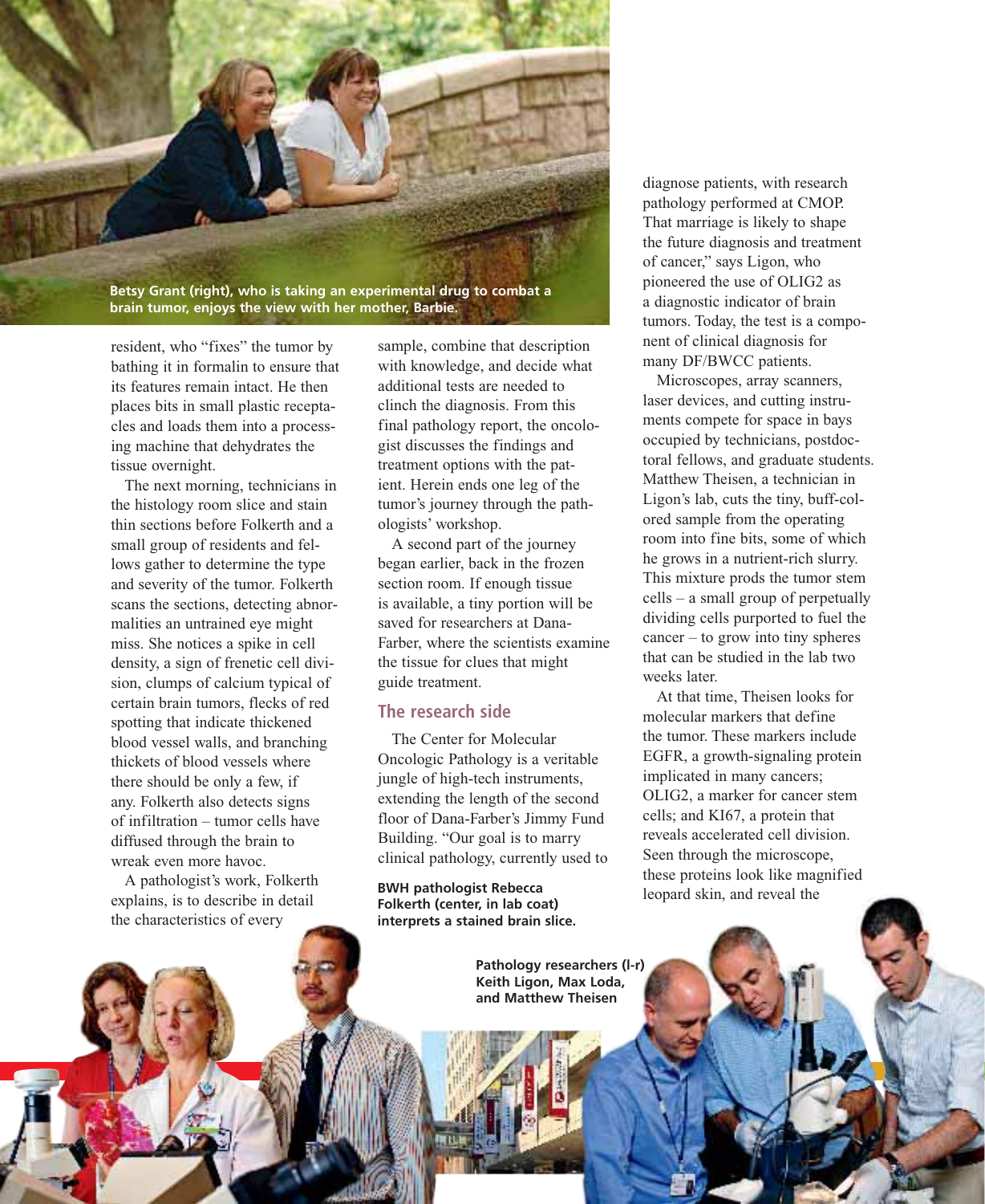Betsy Grant (right), who is taking an experimental drug to combat a brain tumor, enjoys the view with her mother, Barbie.

resident, who "fixes" the tumor by bathing it in formalin to ensure that its features remain intact. He then places bits in small plastic receptacles and loads them into a processing machine that dehydrates the tissue overnight.

The next morning, technicians in the histology room slice and stain thin sections before Folkerth and a small group of residents and fellows gather to determine the type and severity of the tumor. Folkerth scans the sections, detecting abnormalities an untrained eye might miss. She notices a spike in cell density, a sign of frenetic cell division, clumps of calcium typical of certain brain tumors, flecks of red spotting that indicate thickened blood vessel walls, and branching thickets of blood vessels where there should be only a few, if any. Folkerth also detects signs of infiltration – tumor cells have diffused through the brain to wreak even more havoc.

A pathologist's work, Folkerth explains, is to describe in detail the characteristics of every sample, combine that description with knowledge, and decide what additional tests are needed to clinch the diagnosis. From this final pathology report, the oncologist discusses the findings and treatment options with the patient. Herein ends one leg of the tumor's journey through the pathologists' workshop.

A second part of the journey began earlier, back in the frozen section room. If enough tissue is available, a tiny portion will be saved for researchers at Dana-Farber, where the scientists examine the tissue for clues that might guide treatment.

## The research side

The Center for Molecular Oncologic Pathology is a veritable jungle of high-tech instruments, extending the length of the second floor of Dana-Farber's Jimmy Fund Building. "Our goal is to marry clinical pathology, currently used to diagnose patients, with research pathology performed at CMOP. That marriage is likely to shape the future diagnosis and treatment of cancer," says Ligon, who pioneered the use of OLIG2 as a diagnostic indicator of brain tumors. Today, the test is a component of clinical diagnosis for many DF/BWCC patients.

**BWH pathologist Rebecca Folkerth (center, in lab coat) interprets a stained brain slice.**

Microscopes, array scanners, laser devices, and cutting instruments compete for space in bays occupied by technicians, postdoctoral fellows, and graduate students. Matthew Theisen, a technician in Ligon's lab, cuts the tiny, buff-colored sample from the operating room into fine bits, some of which he grows in a nutrient-rich slurry. This mixture prods the tumor stem cells – a small group of perpetually dividing cells purported to fuel the cancer – to grow into tiny spheres that can be studied in the lab two weeks later.

At that time, Theisen looks for molecular markers that define the tumor. These markers include EGFR, a growth-signaling protein implicated in many cancers; OLIG2, a marker for cancer stem cells; and KI67, a protein that reveals accelerated cell division. Seen through the microscope, these proteins look like magnified leopard skin, and reveal the

**Pathology researchers (l-r) Keith Ligon, Max Loda, and Matthew Theisen**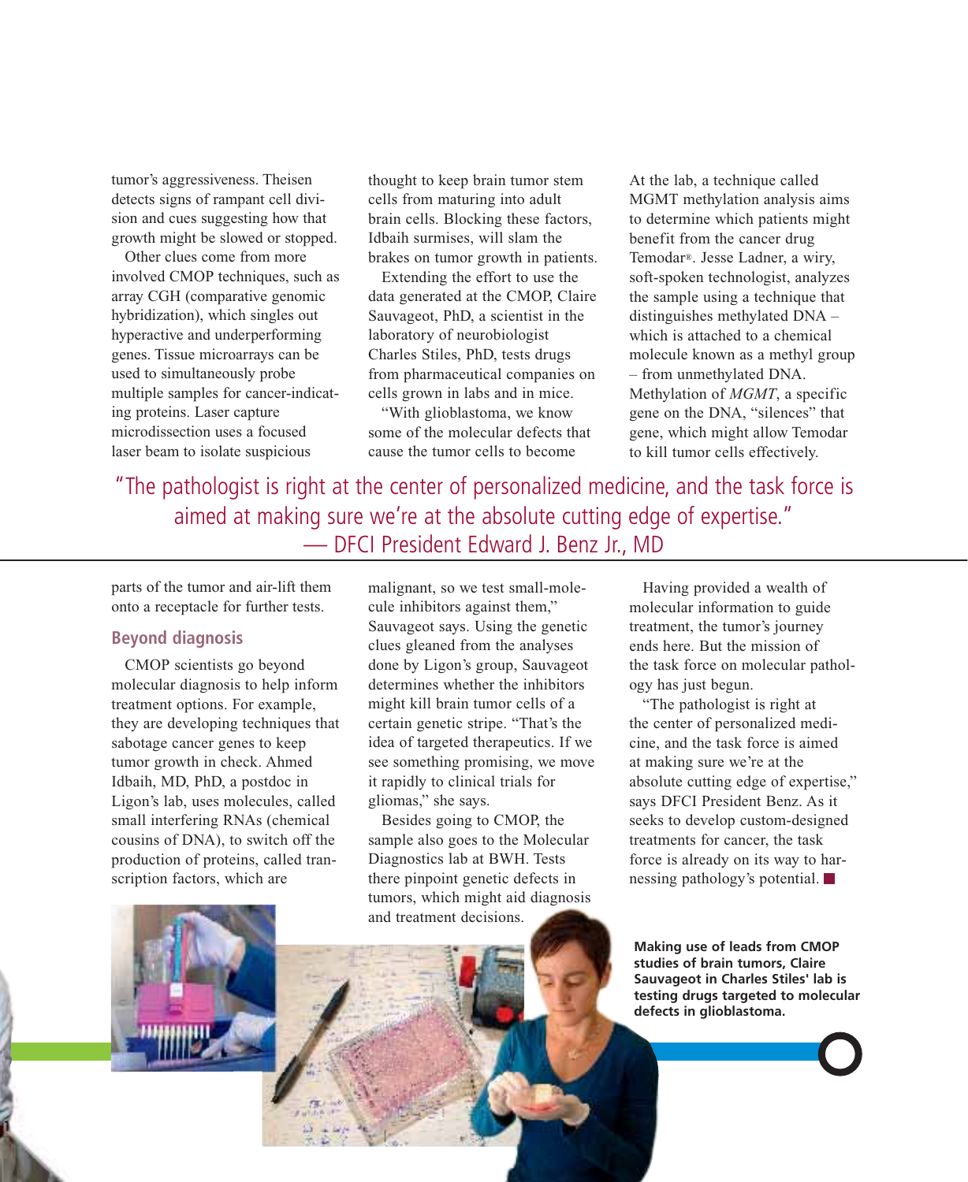tumor's aggressiveness. Theisen detects signs of rampant cell division and cues suggesting how that growth might be slowed or stopped.

Other clues come from more involved CMOP techniques, such as array CGH (comparative genomic hybridization), which singles out hyperactive and underperforming genes. Tissue microarrays can be used to simultaneously probe multiple samples for cancer-indicating proteins. Laser capture microdissection uses a focused laser beam to isolate suspicious parts of the tumor and air-lift them onto a receptacle for further tests.

## Beyond diagnosis

CMOP scientists go beyond molecular diagnosis to help inform treatment options. For example, they are developing techniques that sabotage cancer genes to keep tumor growth in check. Ahmed Idbaih, MD, PhD, a postdoc in Ligon's lab, uses molecules, called small interfering RNAs (chemical cousins of DNA), to switch off the production of proteins, called transcription factors, which are thought to keep brain tumor stem cells from maturing into adult brain cells. Blocking these factors, Idbaih surmises, will slam the brakes on tumor growth in patients.

Extending the effort to use the data generated at the CMOP, Claire Sauvageot, PhD, a scientist in the laboratory of neurobiologist Charles Stiles, PhD, tests drugs from pharmaceutical companies on cells grown in labs and in mice.

"With glioblastoma, we know some of the molecular defects that cause the tumor cells to become malignant, so we test small-molecule inhibitors against them," Sauvageot says. Using the genetic clues gleaned from the analyses done by Ligon's group, Sauvageot determines whether the inhibitors might kill brain tumor cells of a certain genetic stripe. "That's the idea of targeted therapeutics. If we see something promising, we move it rapidly to clinical trials for gliomas," she says.

Besides going to CMOP, the sample also goes to the Molecular Diagnostics lab at BWH. Tests there pinpoint genetic defects in tumors, which might aid diagnosis and treatment decisions.

At the lab, a technique called MGMT methylation analysis aims to determine which patients might benefit from the cancer drug Temodar®. Jesse Ladner, a wiry, soft-spoken technologist, analyzes the sample using a technique that distinguishes methylated DNA – which is attached to a chemical molecule known as a methyl group – from unmethylated DNA. Methylation of *MGMT*, a specific gene on the DNA, "silences" that gene, which might allow Temodar to kill tumor cells effectively.

> "The pathologist is right at the center of personalized medicine, and the task force is aimed at making sure we're at the absolute cutting edge of expertise."
> — DFCI President Edward J. Benz Jr., MD

Having provided a wealth of molecular information to guide treatment, the tumor's journey ends here. But the mission of the task force on molecular pathology has just begun.

"The pathologist is right at the center of personalized medicine, and the task force is aimed at making sure we're at the absolute cutting edge of expertise," says DFCI President Benz. As it seeks to develop custom-designed treatments for cancer, the task force is already on its way to harnessing pathology's potential. ■

**Making use of leads from CMOP studies of brain tumors, Claire Sauvageot in Charles Stiles' lab is testing drugs targeted to molecular defects in glioblastoma.**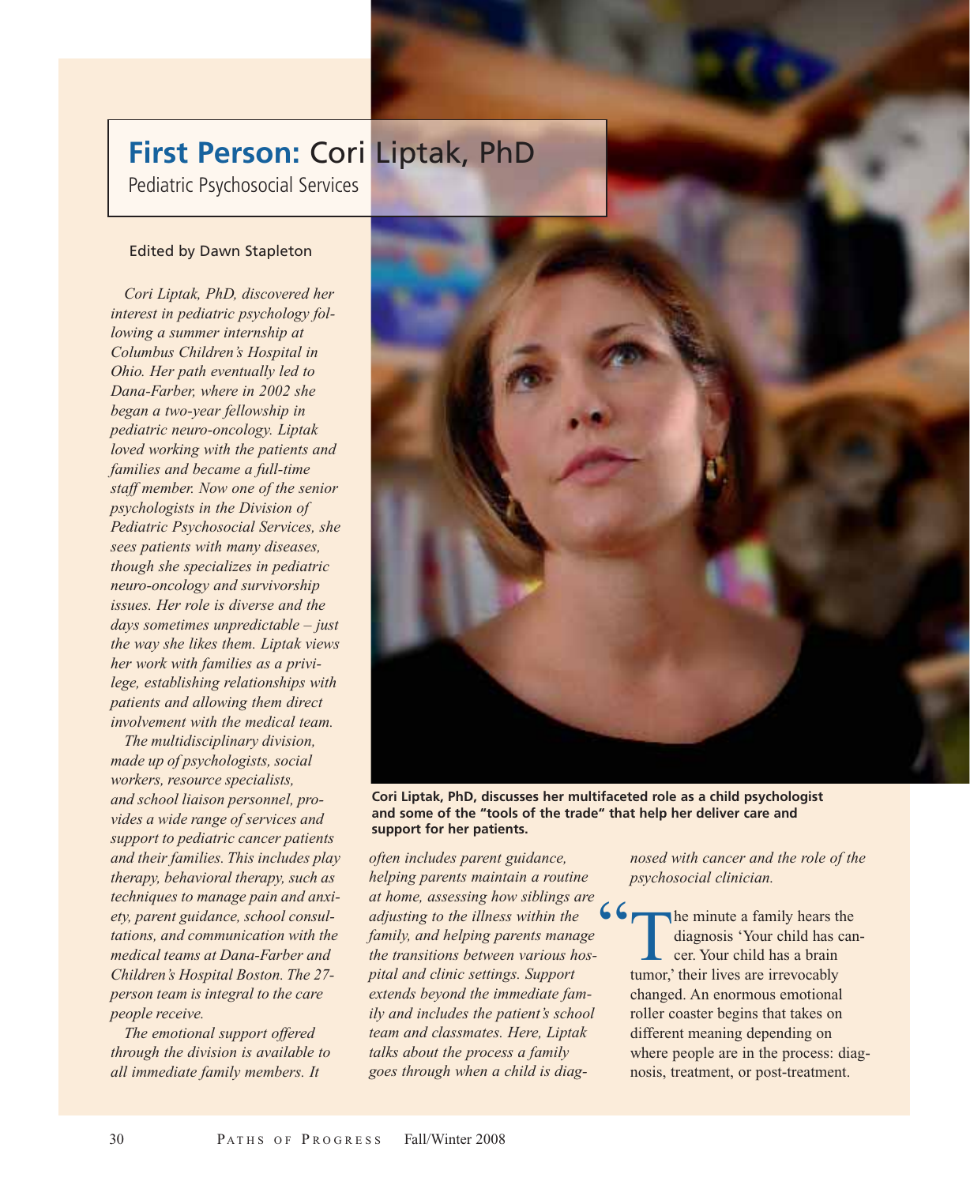# First Person: Cori Liptak, PhD

Pediatric Psychosocial Services

Edited by Dawn Stapleton

*Cori Liptak, PhD, discovered her interest in pediatric psychology following a summer internship at Columbus Children's Hospital in Ohio. Her path eventually led to Dana-Farber, where in 2002 she began a two-year fellowship in pediatric neuro-oncology. Liptak loved working with the patients and families and became a full-time staff member. Now one of the senior psychologists in the Division of Pediatric Psychosocial Services, she sees patients with many diseases, though she specializes in pediatric neuro-oncology and survivorship issues. Her role is diverse and the days sometimes unpredictable – just the way she likes them. Liptak views her work with families as a privilege, establishing relationships with patients and allowing them direct involvement with the medical team.*

*The multidisciplinary division, made up of psychologists, social workers, resource specialists, and school liaison personnel, provides a wide range of services and support to pediatric cancer patients and their families. This includes play therapy, behavioral therapy, such as techniques to manage pain and anxiety, parent guidance, school consultations, and communication with the medical teams at Dana-Farber and Children's Hospital Boston. The 27-person team is integral to the care people receive.*

*The emotional support offered through the division is available to all immediate family members. It often includes parent guidance, helping parents maintain a routine at home, assessing how siblings are adjusting to the illness within the family, and helping parents manage the transitions between various hospital and clinic settings. Support extends beyond the immediate family and includes the patient's school team and classmates. Here, Liptak talks about the process a family goes through when a child is diagnosed with cancer and the role of the psychosocial clinician.*

**Cori Liptak, PhD, discusses her multifaceted role as a child psychologist and some of the "tools of the trade" that help her deliver care and support for her patients.**

"The minute a family hears the diagnosis 'Your child has cancer. Your child has a brain tumor,' their lives are irrevocably changed. An enormous emotional roller coaster begins that takes on different meaning depending on where people are in the process: diagnosis, treatment, or post-treatment.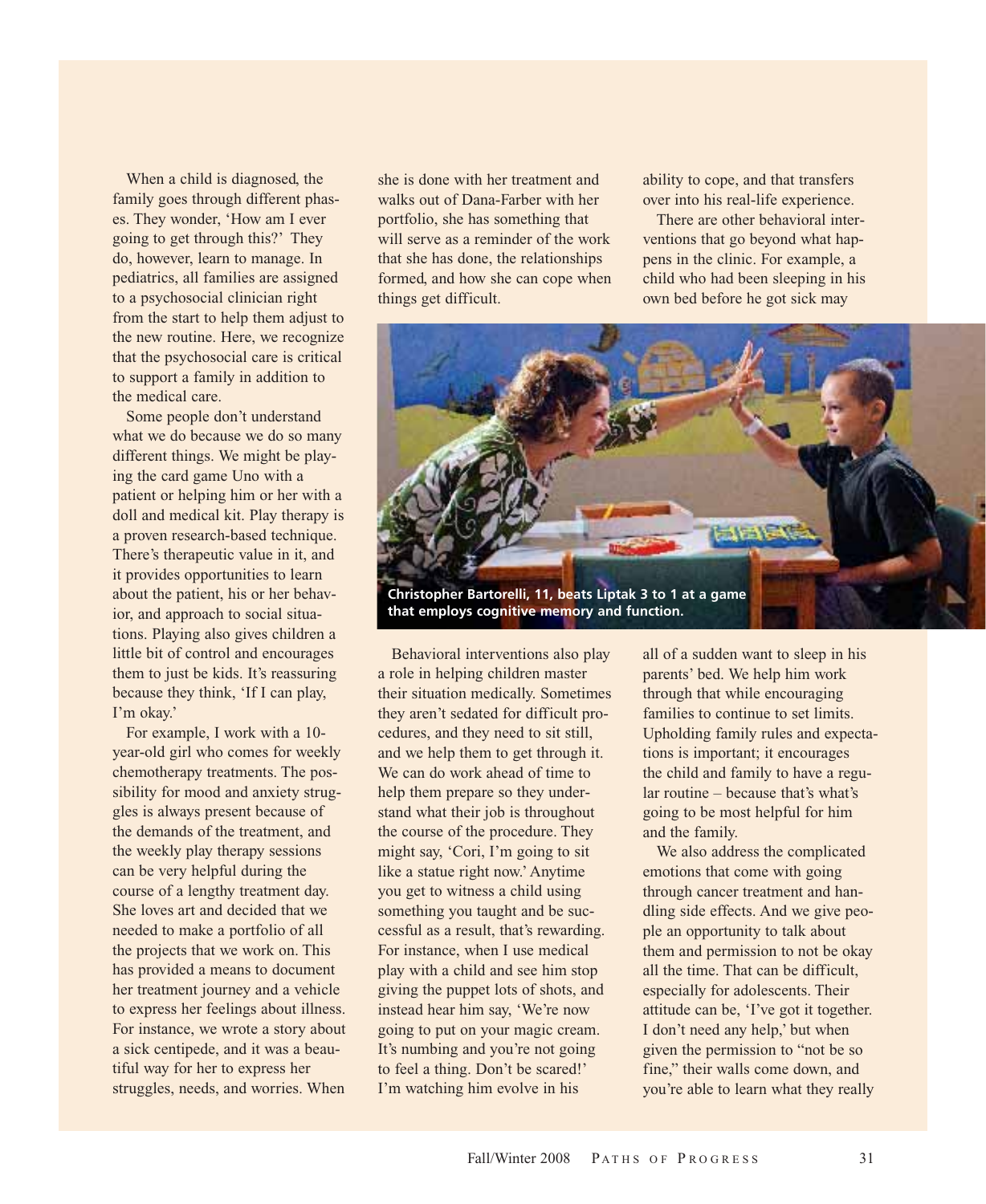When a child is diagnosed, the family goes through different phases. They wonder, 'How am I ever going to get through this?' They do, however, learn to manage. In pediatrics, all families are assigned to a psychosocial clinician right from the start to help them adjust to the new routine. Here, we recognize that the psychosocial care is critical to support a family in addition to the medical care.

Some people don't understand what we do because we do so many different things. We might be playing the card game Uno with a patient or helping him or her with a doll and medical kit. Play therapy is a proven research-based technique. There's therapeutic value in it, and it provides opportunities to learn about the patient, his or her behavior, and approach to social situations. Playing also gives children a little bit of control and encourages them to just be kids. It's reassuring because they think, 'If I can play, I'm okay.'

For example, I work with a 10-year-old girl who comes for weekly chemotherapy treatments. The possibility for mood and anxiety struggles is always present because of the demands of the treatment, and the weekly play therapy sessions can be very helpful during the course of a lengthy treatment day. She loves art and decided that we needed to make a portfolio of all the projects that we work on. This has provided a means to document her treatment journey and a vehicle to express her feelings about illness. For instance, we wrote a story about a sick centipede, and it was a beautiful way for her to express her struggles, needs, and worries. When she is done with her treatment and walks out of Dana-Farber with her portfolio, she has something that will serve as a reminder of the work that she has done, the relationships formed, and how she can cope when things get difficult.

**Christopher Bartorelli, 11, beats Liptak 3 to 1 at a game that employs cognitive memory and function.**

Behavioral interventions also play a role in helping children master their situation medically. Sometimes they aren't sedated for difficult procedures, and they need to sit still, and we help them to get through it. We can do work ahead of time to help them prepare so they understand what their job is throughout the course of the procedure. They might say, 'Cori, I'm going to sit like a statue right now.' Anytime you get to witness a child using something you taught and be successful as a result, that's rewarding. For instance, when I use medical play with a child and see him stop giving the puppet lots of shots, and instead hear him say, 'We're now going to put on your magic cream. It's numbing and you're not going to feel a thing. Don't be scared!' I'm watching him evolve in his ability to cope, and that transfers over into his real-life experience.

There are other behavioral interventions that go beyond what happens in the clinic. For example, a child who had been sleeping in his own bed before he got sick may all of a sudden want to sleep in his parents' bed. We help him work through that while encouraging families to continue to set limits. Upholding family rules and expectations is important; it encourages the child and family to have a regular routine – because that's what's going to be most helpful for him and the family.

We also address the complicated emotions that come with going through cancer treatment and handling side effects. And we give people an opportunity to talk about them and permission to not be okay all the time. That can be difficult, especially for adolescents. Their attitude can be, 'I've got it together. I don't need any help,' but when given the permission to "not be so fine," their walls come down, and you're able to learn what they really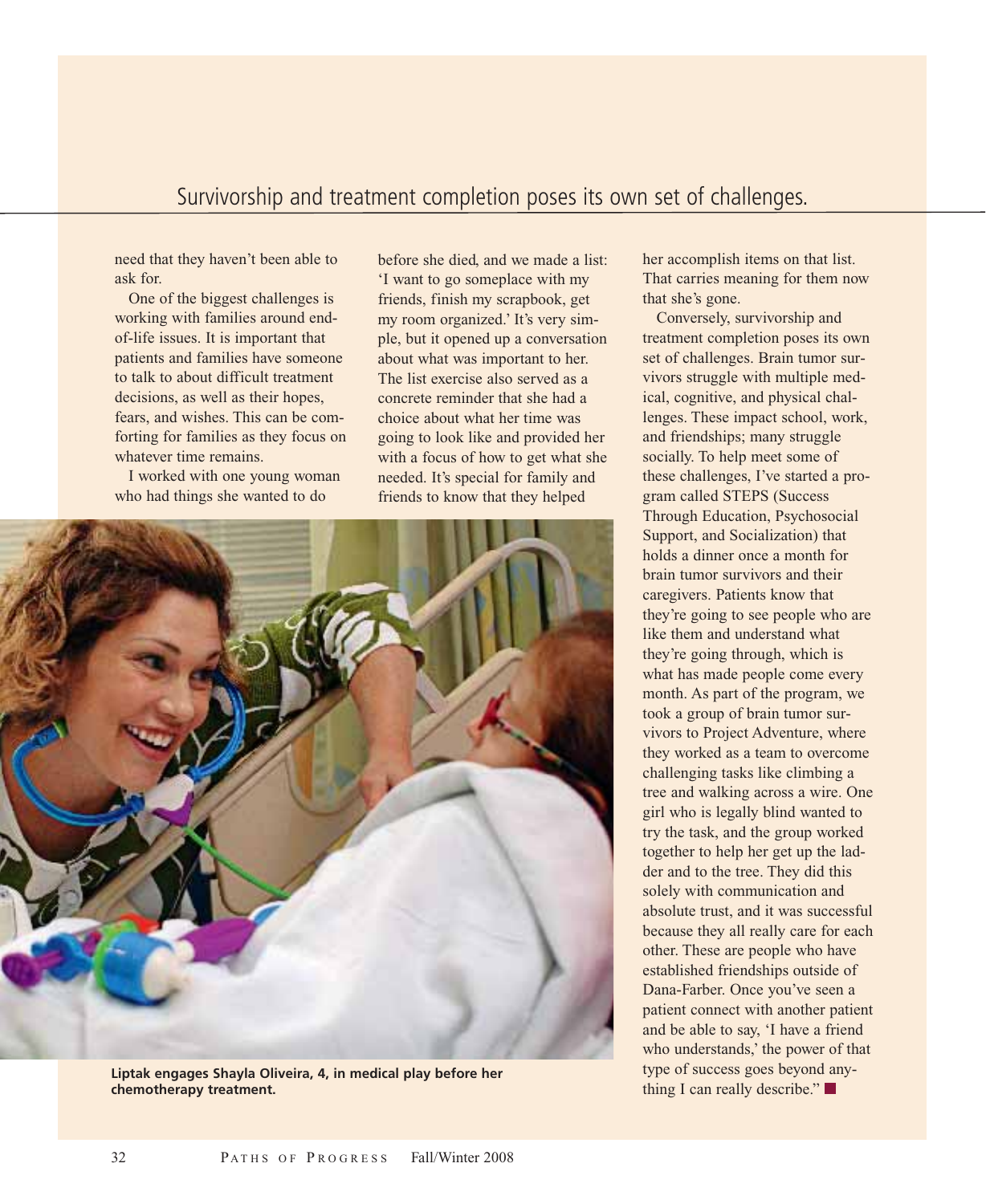Survivorship and treatment completion poses its own set of challenges.

need that they haven't been able to ask for.

One of the biggest challenges is working with families around end-of-life issues. It is important that patients and families have someone to talk to about difficult treatment decisions, as well as their hopes, fears, and wishes. This can be comforting for families as they focus on whatever time remains.

I worked with one young woman who had things she wanted to do before she died, and we made a list: 'I want to go someplace with my friends, finish my scrapbook, get my room organized.' It's very simple, but it opened up a conversation about what was important to her. The list exercise also served as a concrete reminder that she had a choice about what her time was going to look like and provided her with a focus of how to get what she needed. It's special for family and friends to know that they helped her accomplish items on that list. That carries meaning for them now that she's gone.

Conversely, survivorship and treatment completion poses its own set of challenges. Brain tumor survivors struggle with multiple medical, cognitive, and physical challenges. These impact school, work, and friendships; many struggle socially. To help meet some of these challenges, I've started a program called STEPS (Success Through Education, Psychosocial Support, and Socialization) that holds a dinner once a month for brain tumor survivors and their caregivers. Patients know that they're going to see people who are like them and understand what they're going through, which is what has made people come every month. As part of the program, we took a group of brain tumor survivors to Project Adventure, where they worked as a team to overcome challenging tasks like climbing a tree and walking across a wire. One girl who is legally blind wanted to try the task, and the group worked together to help her get up the ladder and to the tree. They did this solely with communication and absolute trust, and it was successful because they all really care for each other. These are people who have established friendships outside of Dana-Farber. Once you've seen a patient connect with another patient and be able to say, 'I have a friend who understands,' the power of that type of success goes beyond anything I can really describe." ■

**Liptak engages Shayla Oliveira, 4, in medical play before her chemotherapy treatment.**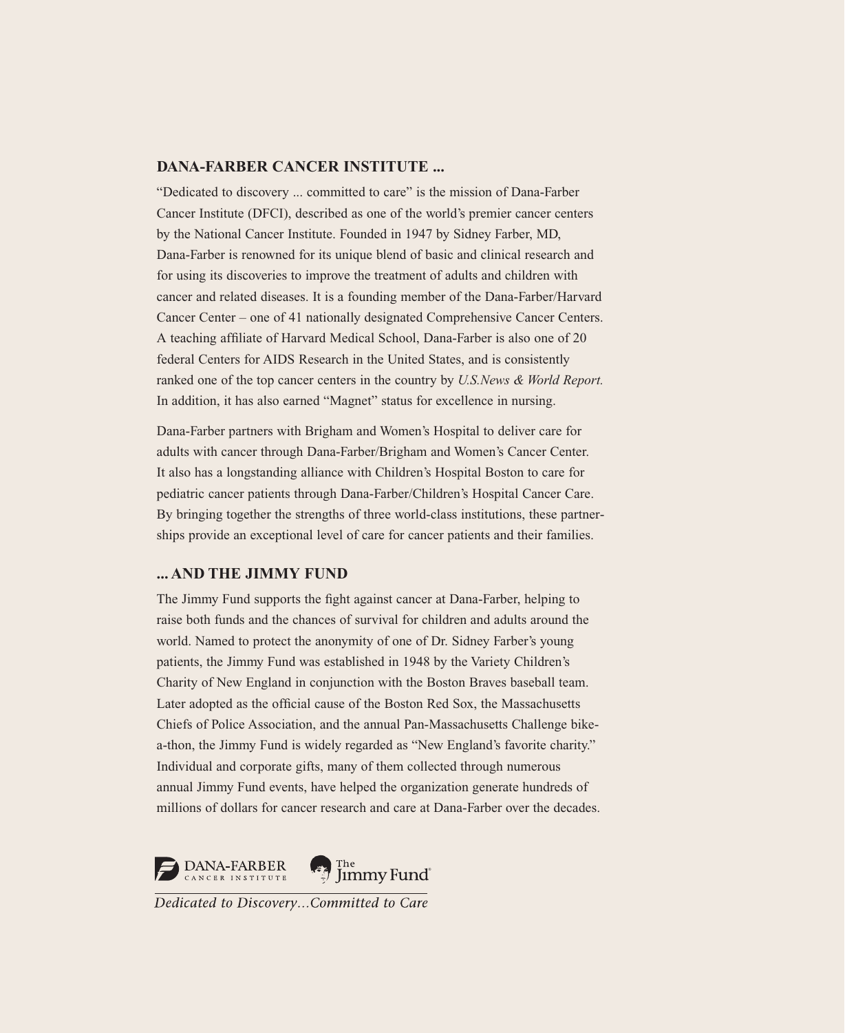## DANA-FARBER CANCER INSTITUTE ...

"Dedicated to discovery ... committed to care" is the mission of Dana-Farber Cancer Institute (DFCI), described as one of the world's premier cancer centers by the National Cancer Institute. Founded in 1947 by Sidney Farber, MD, Dana-Farber is renowned for its unique blend of basic and clinical research and for using its discoveries to improve the treatment of adults and children with cancer and related diseases. It is a founding member of the Dana-Farber/Harvard Cancer Center – one of 41 nationally designated Comprehensive Cancer Centers. A teaching affiliate of Harvard Medical School, Dana-Farber is also one of 20 federal Centers for AIDS Research in the United States, and is consistently ranked one of the top cancer centers in the country by *U.S.News & World Report.* In addition, it has also earned "Magnet" status for excellence in nursing.

Dana-Farber partners with Brigham and Women's Hospital to deliver care for adults with cancer through Dana-Farber/Brigham and Women's Cancer Center. It also has a longstanding alliance with Children's Hospital Boston to care for pediatric cancer patients through Dana-Farber/Children's Hospital Cancer Care. By bringing together the strengths of three world-class institutions, these partnerships provide an exceptional level of care for cancer patients and their families.

## ... AND THE JIMMY FUND

The Jimmy Fund supports the fight against cancer at Dana-Farber, helping to raise both funds and the chances of survival for children and adults around the world. Named to protect the anonymity of one of Dr. Sidney Farber's young patients, the Jimmy Fund was established in 1948 by the Variety Children's Charity of New England in conjunction with the Boston Braves baseball team. Later adopted as the official cause of the Boston Red Sox, the Massachusetts Chiefs of Police Association, and the annual Pan-Massachusetts Challenge bike-a-thon, the Jimmy Fund is widely regarded as "New England's favorite charity." Individual and corporate gifts, many of them collected through numerous annual Jimmy Fund events, have helped the organization generate hundreds of millions of dollars for cancer research and care at Dana-Farber over the decades.

DANA-FARBER CANCER INSTITUTE — The Jimmy Fund

*Dedicated to Discovery...Committed to Care*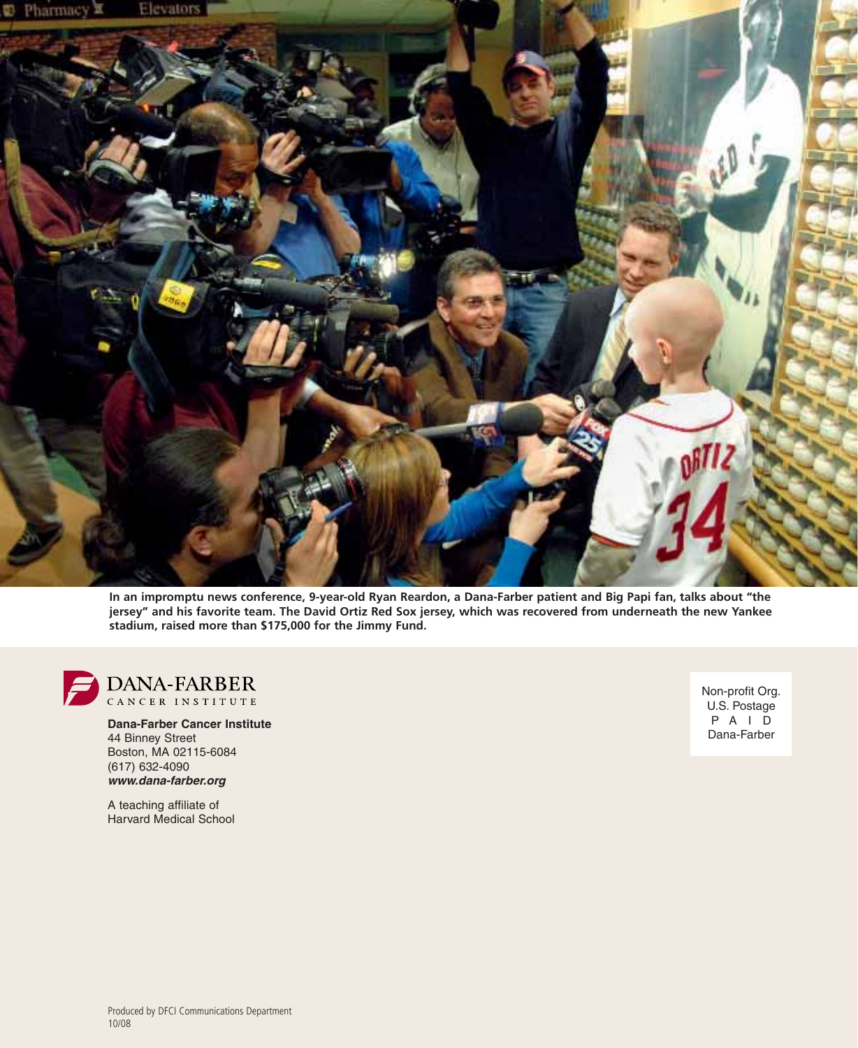In an impromptu news conference, 9-year-old Ryan Reardon, a Dana-Farber patient and Big Papi fan, talks about "the jersey" and his favorite team. The David Ortiz Red Sox jersey, which was recovered from underneath the new Yankee stadium, raised more than $175,000 for the Jimmy Fund.

DANA-FARBER
CANCER INSTITUTE

**Dana-Farber Cancer Institute**
44 Binney Street
Boston, MA 02115-6084
(617) 632-4090
***www.dana-farber.org***

A teaching affiliate of
Harvard Medical School

Non-profit Org.
U.S. Postage
P A I D
Dana-Farber

Produced by DFCI Communications Department
10/08